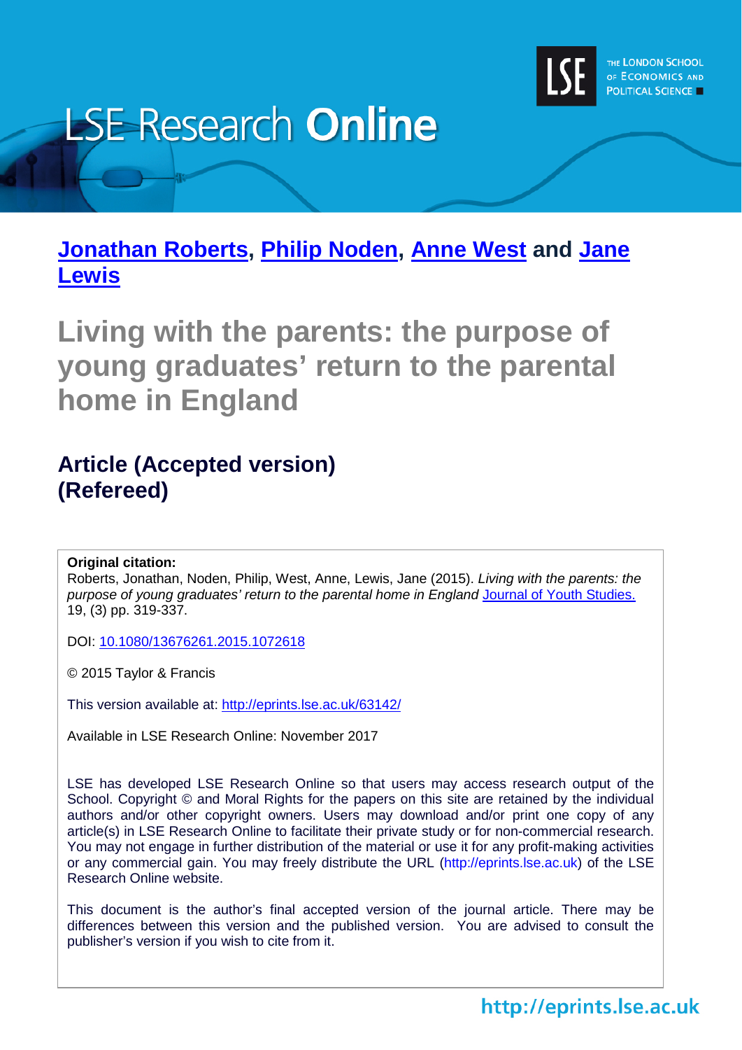LSE Research **Online**

THE LONDON SCHOOL OF ECONOMICS AND POLITICAL SCIENCE

**[Jonathan Roberts](), [Philip Noden](), [Anne West]() and [Jane Lewis]()**

# Living with the parents: the purpose of young graduates' return to the parental home in England

## Article (Accepted version) (Refereed)

**Original citation:**
Roberts, Jonathan, Noden, Philip, West, Anne, Lewis, Jane (2015). *Living with the parents: the purpose of young graduates' return to the parental home in England* Journal of Youth Studies. 19, (3) pp. 319-337.

DOI: 10.1080/13676261.2015.1072618

© 2015 Taylor & Francis

This version available at: http://eprints.lse.ac.uk/63142/

Available in LSE Research Online: November 2017

LSE has developed LSE Research Online so that users may access research output of the School. Copyright © and Moral Rights for the papers on this site are retained by the individual authors and/or other copyright owners. Users may download and/or print one copy of any article(s) in LSE Research Online to facilitate their private study or for non-commercial research. You may not engage in further distribution of the material or use it for any profit-making activities or any commercial gain. You may freely distribute the URL (http://eprints.lse.ac.uk) of the LSE Research Online website.

This document is the author's final accepted version of the journal article. There may be differences between this version and the published version. You are advised to consult the publisher's version if you wish to cite from it.

http://eprints.lse.ac.uk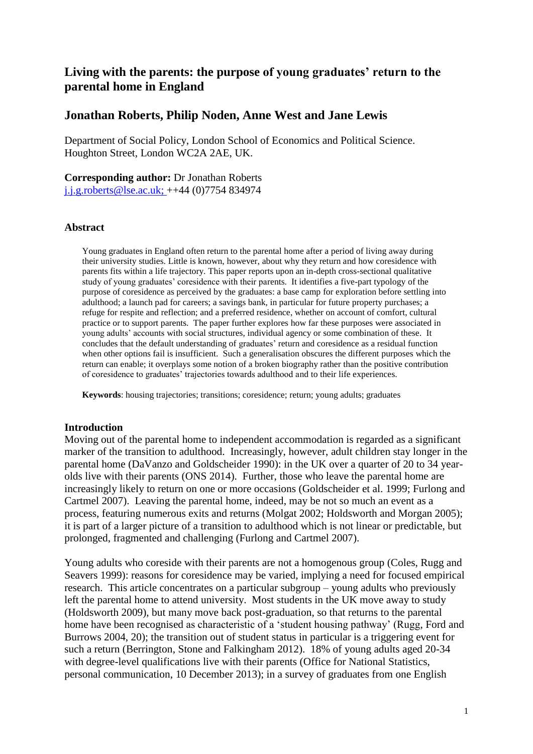# Living with the parents: the purpose of young graduates' return to the parental home in England

## Jonathan Roberts, Philip Noden, Anne West and Jane Lewis

Department of Social Policy, London School of Economics and Political Science. Houghton Street, London WC2A 2AE, UK.

**Corresponding author:** Dr Jonathan Roberts
j.j.g.roberts@lse.ac.uk; ++44 (0)7754 834974

### Abstract

Young graduates in England often return to the parental home after a period of living away during their university studies. Little is known, however, about why they return and how coresidence with parents fits within a life trajectory. This paper reports upon an in-depth cross-sectional qualitative study of young graduates' coresidence with their parents. It identifies a five-part typology of the purpose of coresidence as perceived by the graduates: a base camp for exploration before settling into adulthood; a launch pad for careers; a savings bank, in particular for future property purchases; a refuge for respite and reflection; and a preferred residence, whether on account of comfort, cultural practice or to support parents. The paper further explores how far these purposes were associated in young adults' accounts with social structures, individual agency or some combination of these. It concludes that the default understanding of graduates' return and coresidence as a residual function when other options fail is insufficient. Such a generalisation obscures the different purposes which the return can enable; it overplays some notion of a broken biography rather than the positive contribution of coresidence to graduates' trajectories towards adulthood and to their life experiences.

**Keywords**: housing trajectories; transitions; coresidence; return; young adults; graduates

### Introduction

Moving out of the parental home to independent accommodation is regarded as a significant marker of the transition to adulthood. Increasingly, however, adult children stay longer in the parental home (DaVanzo and Goldscheider 1990): in the UK over a quarter of 20 to 34 year-olds live with their parents (ONS 2014). Further, those who leave the parental home are increasingly likely to return on one or more occasions (Goldscheider et al. 1999; Furlong and Cartmel 2007). Leaving the parental home, indeed, may be not so much an event as a process, featuring numerous exits and returns (Molgat 2002; Holdsworth and Morgan 2005); it is part of a larger picture of a transition to adulthood which is not linear or predictable, but prolonged, fragmented and challenging (Furlong and Cartmel 2007).

Young adults who coreside with their parents are not a homogenous group (Coles, Rugg and Seavers 1999): reasons for coresidence may be varied, implying a need for focused empirical research. This article concentrates on a particular subgroup – young adults who previously left the parental home to attend university. Most students in the UK move away to study (Holdsworth 2009), but many move back post-graduation, so that returns to the parental home have been recognised as characteristic of a 'student housing pathway' (Rugg, Ford and Burrows 2004, 20); the transition out of student status in particular is a triggering event for such a return (Berrington, Stone and Falkingham 2012). 18% of young adults aged 20-34 with degree-level qualifications live with their parents (Office for National Statistics, personal communication, 10 December 2013); in a survey of graduates from one English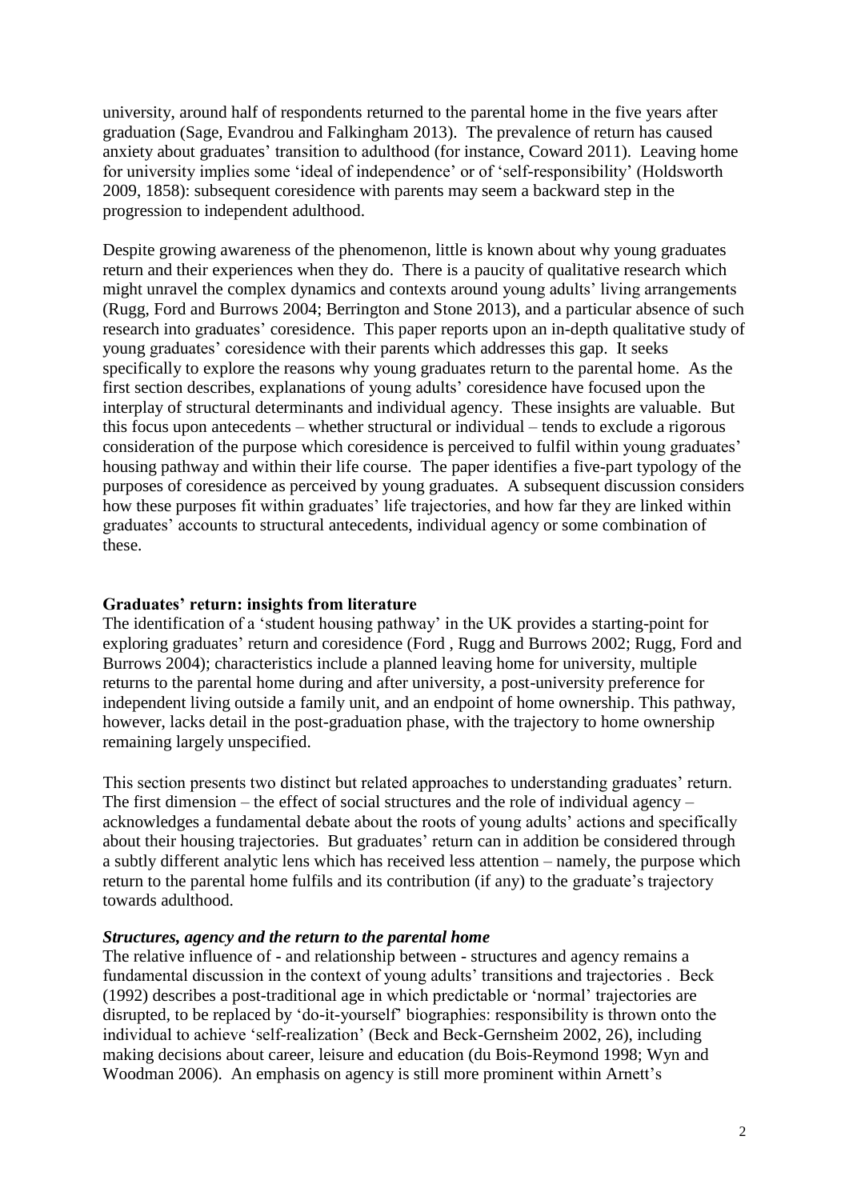university, around half of respondents returned to the parental home in the five years after graduation (Sage, Evandrou and Falkingham 2013). The prevalence of return has caused anxiety about graduates' transition to adulthood (for instance, Coward 2011). Leaving home for university implies some 'ideal of independence' or of 'self-responsibility' (Holdsworth 2009, 1858): subsequent coresidence with parents may seem a backward step in the progression to independent adulthood.

Despite growing awareness of the phenomenon, little is known about why young graduates return and their experiences when they do. There is a paucity of qualitative research which might unravel the complex dynamics and contexts around young adults' living arrangements (Rugg, Ford and Burrows 2004; Berrington and Stone 2013), and a particular absence of such research into graduates' coresidence. This paper reports upon an in-depth qualitative study of young graduates' coresidence with their parents which addresses this gap. It seeks specifically to explore the reasons why young graduates return to the parental home. As the first section describes, explanations of young adults' coresidence have focused upon the interplay of structural determinants and individual agency. These insights are valuable. But this focus upon antecedents – whether structural or individual – tends to exclude a rigorous consideration of the purpose which coresidence is perceived to fulfil within young graduates' housing pathway and within their life course. The paper identifies a five-part typology of the purposes of coresidence as perceived by young graduates. A subsequent discussion considers how these purposes fit within graduates' life trajectories, and how far they are linked within graduates' accounts to structural antecedents, individual agency or some combination of these.

**Graduates' return: insights from literature**

The identification of a 'student housing pathway' in the UK provides a starting-point for exploring graduates' return and coresidence (Ford , Rugg and Burrows 2002; Rugg, Ford and Burrows 2004); characteristics include a planned leaving home for university, multiple returns to the parental home during and after university, a post-university preference for independent living outside a family unit, and an endpoint of home ownership. This pathway, however, lacks detail in the post-graduation phase, with the trajectory to home ownership remaining largely unspecified.

This section presents two distinct but related approaches to understanding graduates' return. The first dimension – the effect of social structures and the role of individual agency – acknowledges a fundamental debate about the roots of young adults' actions and specifically about their housing trajectories. But graduates' return can in addition be considered through a subtly different analytic lens which has received less attention – namely, the purpose which return to the parental home fulfils and its contribution (if any) to the graduate's trajectory towards adulthood.

***Structures, agency and the return to the parental home***

The relative influence of - and relationship between - structures and agency remains a fundamental discussion in the context of young adults' transitions and trajectories . Beck (1992) describes a post-traditional age in which predictable or 'normal' trajectories are disrupted, to be replaced by 'do-it-yourself' biographies: responsibility is thrown onto the individual to achieve 'self-realization' (Beck and Beck-Gernsheim 2002, 26), including making decisions about career, leisure and education (du Bois-Reymond 1998; Wyn and Woodman 2006). An emphasis on agency is still more prominent within Arnett's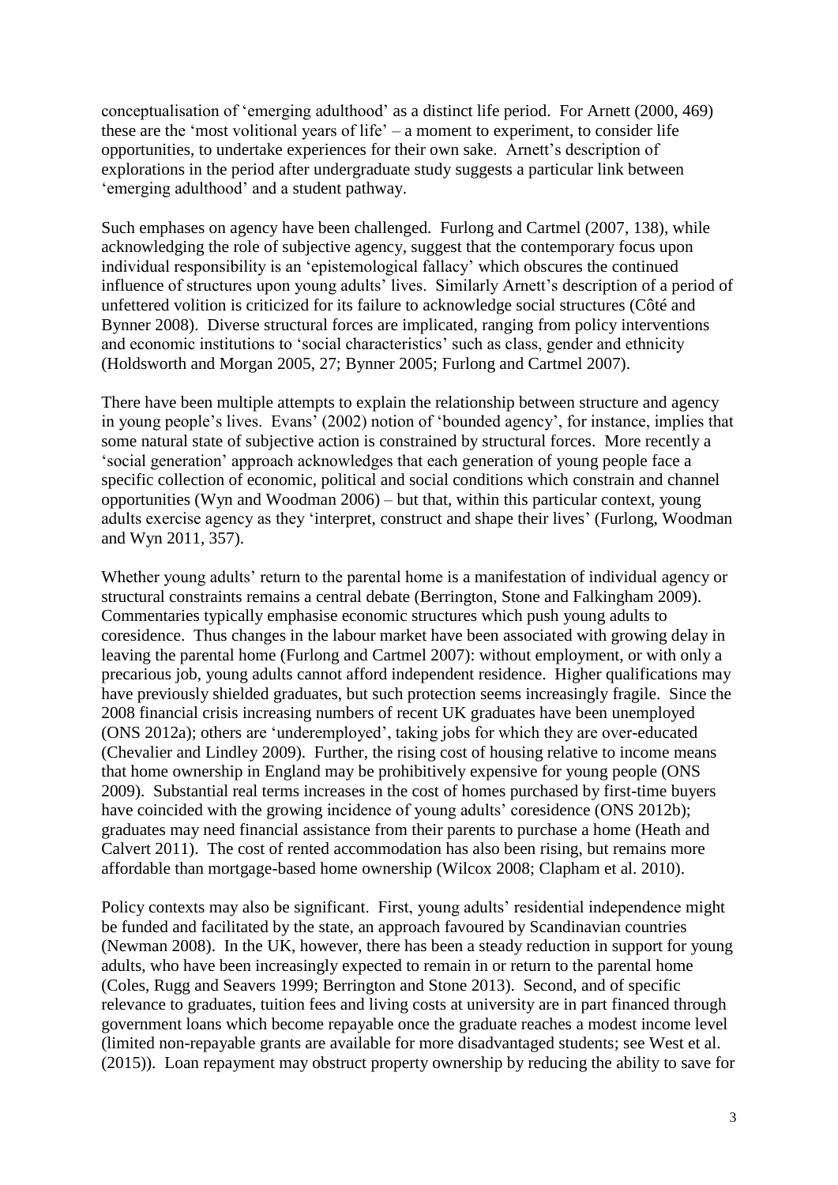conceptualisation of 'emerging adulthood' as a distinct life period. For Arnett (2000, 469) these are the 'most volitional years of life' – a moment to experiment, to consider life opportunities, to undertake experiences for their own sake. Arnett's description of explorations in the period after undergraduate study suggests a particular link between 'emerging adulthood' and a student pathway.

Such emphases on agency have been challenged. Furlong and Cartmel (2007, 138), while acknowledging the role of subjective agency, suggest that the contemporary focus upon individual responsibility is an 'epistemological fallacy' which obscures the continued influence of structures upon young adults' lives. Similarly Arnett's description of a period of unfettered volition is criticized for its failure to acknowledge social structures (Côté and Bynner 2008). Diverse structural forces are implicated, ranging from policy interventions and economic institutions to 'social characteristics' such as class, gender and ethnicity (Holdsworth and Morgan 2005, 27; Bynner 2005; Furlong and Cartmel 2007).

There have been multiple attempts to explain the relationship between structure and agency in young people's lives. Evans' (2002) notion of 'bounded agency', for instance, implies that some natural state of subjective action is constrained by structural forces. More recently a 'social generation' approach acknowledges that each generation of young people face a specific collection of economic, political and social conditions which constrain and channel opportunities (Wyn and Woodman 2006) – but that, within this particular context, young adults exercise agency as they 'interpret, construct and shape their lives' (Furlong, Woodman and Wyn 2011, 357).

Whether young adults' return to the parental home is a manifestation of individual agency or structural constraints remains a central debate (Berrington, Stone and Falkingham 2009). Commentaries typically emphasise economic structures which push young adults to coresidence. Thus changes in the labour market have been associated with growing delay in leaving the parental home (Furlong and Cartmel 2007): without employment, or with only a precarious job, young adults cannot afford independent residence. Higher qualifications may have previously shielded graduates, but such protection seems increasingly fragile. Since the 2008 financial crisis increasing numbers of recent UK graduates have been unemployed (ONS 2012a); others are 'underemployed', taking jobs for which they are over-educated (Chevalier and Lindley 2009). Further, the rising cost of housing relative to income means that home ownership in England may be prohibitively expensive for young people (ONS 2009). Substantial real terms increases in the cost of homes purchased by first-time buyers have coincided with the growing incidence of young adults' coresidence (ONS 2012b); graduates may need financial assistance from their parents to purchase a home (Heath and Calvert 2011). The cost of rented accommodation has also been rising, but remains more affordable than mortgage-based home ownership (Wilcox 2008; Clapham et al. 2010).

Policy contexts may also be significant. First, young adults' residential independence might be funded and facilitated by the state, an approach favoured by Scandinavian countries (Newman 2008). In the UK, however, there has been a steady reduction in support for young adults, who have been increasingly expected to remain in or return to the parental home (Coles, Rugg and Seavers 1999; Berrington and Stone 2013). Second, and of specific relevance to graduates, tuition fees and living costs at university are in part financed through government loans which become repayable once the graduate reaches a modest income level (limited non-repayable grants are available for more disadvantaged students; see West et al. (2015)). Loan repayment may obstruct property ownership by reducing the ability to save for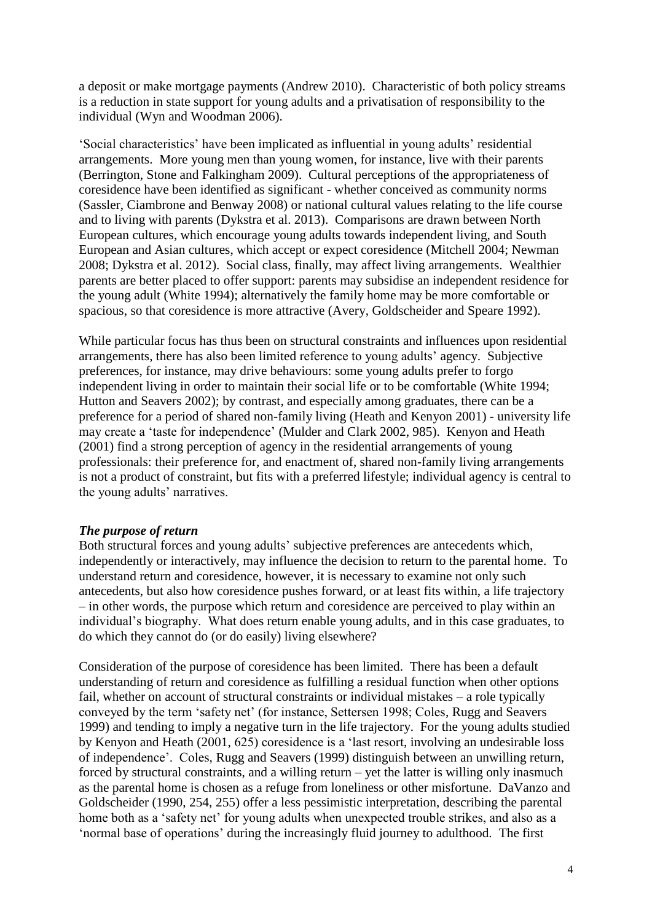a deposit or make mortgage payments (Andrew 2010). Characteristic of both policy streams is a reduction in state support for young adults and a privatisation of responsibility to the individual (Wyn and Woodman 2006).

'Social characteristics' have been implicated as influential in young adults' residential arrangements. More young men than young women, for instance, live with their parents (Berrington, Stone and Falkingham 2009). Cultural perceptions of the appropriateness of coresidence have been identified as significant - whether conceived as community norms (Sassler, Ciambrone and Benway 2008) or national cultural values relating to the life course and to living with parents (Dykstra et al. 2013). Comparisons are drawn between North European cultures, which encourage young adults towards independent living, and South European and Asian cultures, which accept or expect coresidence (Mitchell 2004; Newman 2008; Dykstra et al. 2012). Social class, finally, may affect living arrangements. Wealthier parents are better placed to offer support: parents may subsidise an independent residence for the young adult (White 1994); alternatively the family home may be more comfortable or spacious, so that coresidence is more attractive (Avery, Goldscheider and Speare 1992).

While particular focus has thus been on structural constraints and influences upon residential arrangements, there has also been limited reference to young adults' agency. Subjective preferences, for instance, may drive behaviours: some young adults prefer to forgo independent living in order to maintain their social life or to be comfortable (White 1994; Hutton and Seavers 2002); by contrast, and especially among graduates, there can be a preference for a period of shared non-family living (Heath and Kenyon 2001) - university life may create a 'taste for independence' (Mulder and Clark 2002, 985). Kenyon and Heath (2001) find a strong perception of agency in the residential arrangements of young professionals: their preference for, and enactment of, shared non-family living arrangements is not a product of constraint, but fits with a preferred lifestyle; individual agency is central to the young adults' narratives.

### *The purpose of return*

Both structural forces and young adults' subjective preferences are antecedents which, independently or interactively, may influence the decision to return to the parental home. To understand return and coresidence, however, it is necessary to examine not only such antecedents, but also how coresidence pushes forward, or at least fits within, a life trajectory – in other words, the purpose which return and coresidence are perceived to play within an individual's biography. What does return enable young adults, and in this case graduates, to do which they cannot do (or do easily) living elsewhere?

Consideration of the purpose of coresidence has been limited. There has been a default understanding of return and coresidence as fulfilling a residual function when other options fail, whether on account of structural constraints or individual mistakes – a role typically conveyed by the term 'safety net' (for instance, Settersen 1998; Coles, Rugg and Seavers 1999) and tending to imply a negative turn in the life trajectory. For the young adults studied by Kenyon and Heath (2001, 625) coresidence is a 'last resort, involving an undesirable loss of independence'. Coles, Rugg and Seavers (1999) distinguish between an unwilling return, forced by structural constraints, and a willing return – yet the latter is willing only inasmuch as the parental home is chosen as a refuge from loneliness or other misfortune. DaVanzo and Goldscheider (1990, 254, 255) offer a less pessimistic interpretation, describing the parental home both as a 'safety net' for young adults when unexpected trouble strikes, and also as a 'normal base of operations' during the increasingly fluid journey to adulthood. The first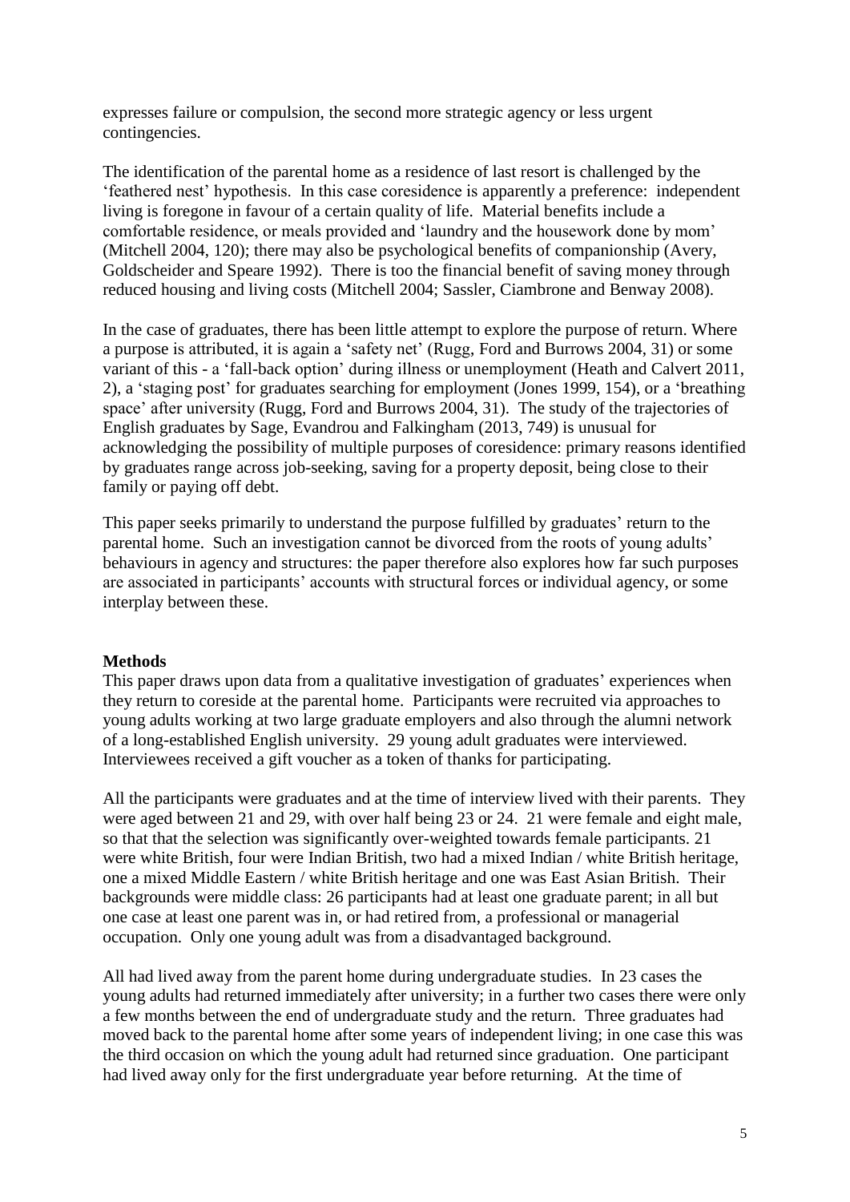expresses failure or compulsion, the second more strategic agency or less urgent contingencies.

The identification of the parental home as a residence of last resort is challenged by the 'feathered nest' hypothesis. In this case coresidence is apparently a preference: independent living is foregone in favour of a certain quality of life. Material benefits include a comfortable residence, or meals provided and 'laundry and the housework done by mom' (Mitchell 2004, 120); there may also be psychological benefits of companionship (Avery, Goldscheider and Speare 1992). There is too the financial benefit of saving money through reduced housing and living costs (Mitchell 2004; Sassler, Ciambrone and Benway 2008).

In the case of graduates, there has been little attempt to explore the purpose of return. Where a purpose is attributed, it is again a 'safety net' (Rugg, Ford and Burrows 2004, 31) or some variant of this - a 'fall-back option' during illness or unemployment (Heath and Calvert 2011, 2), a 'staging post' for graduates searching for employment (Jones 1999, 154), or a 'breathing space' after university (Rugg, Ford and Burrows 2004, 31). The study of the trajectories of English graduates by Sage, Evandrou and Falkingham (2013, 749) is unusual for acknowledging the possibility of multiple purposes of coresidence: primary reasons identified by graduates range across job-seeking, saving for a property deposit, being close to their family or paying off debt.

This paper seeks primarily to understand the purpose fulfilled by graduates' return to the parental home. Such an investigation cannot be divorced from the roots of young adults' behaviours in agency and structures: the paper therefore also explores how far such purposes are associated in participants' accounts with structural forces or individual agency, or some interplay between these.

## Methods

This paper draws upon data from a qualitative investigation of graduates' experiences when they return to coreside at the parental home. Participants were recruited via approaches to young adults working at two large graduate employers and also through the alumni network of a long-established English university. 29 young adult graduates were interviewed. Interviewees received a gift voucher as a token of thanks for participating.

All the participants were graduates and at the time of interview lived with their parents. They were aged between 21 and 29, with over half being 23 or 24. 21 were female and eight male, so that that the selection was significantly over-weighted towards female participants. 21 were white British, four were Indian British, two had a mixed Indian / white British heritage, one a mixed Middle Eastern / white British heritage and one was East Asian British. Their backgrounds were middle class: 26 participants had at least one graduate parent; in all but one case at least one parent was in, or had retired from, a professional or managerial occupation. Only one young adult was from a disadvantaged background.

All had lived away from the parent home during undergraduate studies. In 23 cases the young adults had returned immediately after university; in a further two cases there were only a few months between the end of undergraduate study and the return. Three graduates had moved back to the parental home after some years of independent living; in one case this was the third occasion on which the young adult had returned since graduation. One participant had lived away only for the first undergraduate year before returning. At the time of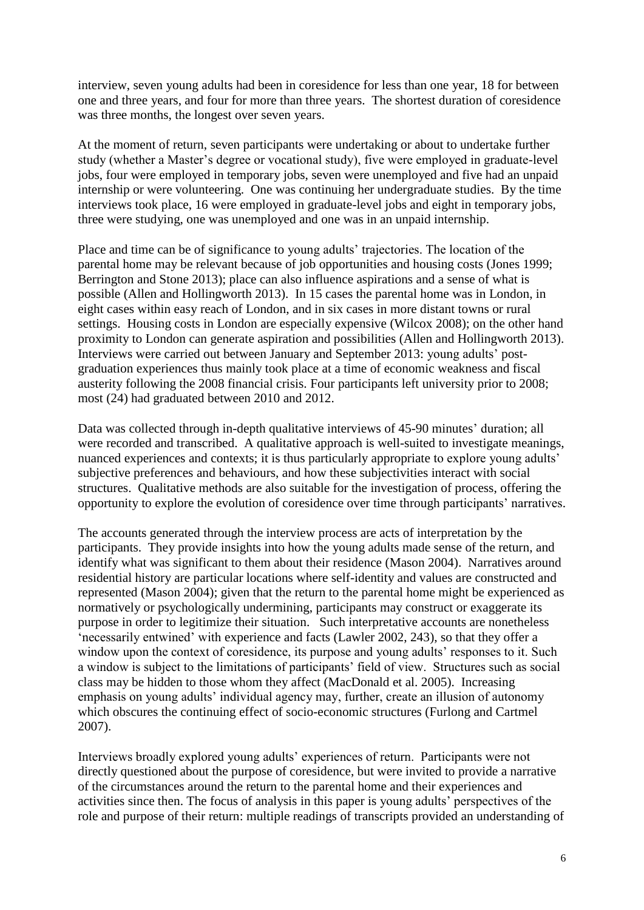interview, seven young adults had been in coresidence for less than one year, 18 for between one and three years, and four for more than three years. The shortest duration of coresidence was three months, the longest over seven years.

At the moment of return, seven participants were undertaking or about to undertake further study (whether a Master's degree or vocational study), five were employed in graduate-level jobs, four were employed in temporary jobs, seven were unemployed and five had an unpaid internship or were volunteering. One was continuing her undergraduate studies. By the time interviews took place, 16 were employed in graduate-level jobs and eight in temporary jobs, three were studying, one was unemployed and one was in an unpaid internship.

Place and time can be of significance to young adults' trajectories. The location of the parental home may be relevant because of job opportunities and housing costs (Jones 1999; Berrington and Stone 2013); place can also influence aspirations and a sense of what is possible (Allen and Hollingworth 2013). In 15 cases the parental home was in London, in eight cases within easy reach of London, and in six cases in more distant towns or rural settings. Housing costs in London are especially expensive (Wilcox 2008); on the other hand proximity to London can generate aspiration and possibilities (Allen and Hollingworth 2013). Interviews were carried out between January and September 2013: young adults' post-graduation experiences thus mainly took place at a time of economic weakness and fiscal austerity following the 2008 financial crisis. Four participants left university prior to 2008; most (24) had graduated between 2010 and 2012.

Data was collected through in-depth qualitative interviews of 45-90 minutes' duration; all were recorded and transcribed. A qualitative approach is well-suited to investigate meanings, nuanced experiences and contexts; it is thus particularly appropriate to explore young adults' subjective preferences and behaviours, and how these subjectivities interact with social structures. Qualitative methods are also suitable for the investigation of process, offering the opportunity to explore the evolution of coresidence over time through participants' narratives.

The accounts generated through the interview process are acts of interpretation by the participants. They provide insights into how the young adults made sense of the return, and identify what was significant to them about their residence (Mason 2004). Narratives around residential history are particular locations where self-identity and values are constructed and represented (Mason 2004); given that the return to the parental home might be experienced as normatively or psychologically undermining, participants may construct or exaggerate its purpose in order to legitimize their situation. Such interpretative accounts are nonetheless 'necessarily entwined' with experience and facts (Lawler 2002, 243), so that they offer a window upon the context of coresidence, its purpose and young adults' responses to it. Such a window is subject to the limitations of participants' field of view. Structures such as social class may be hidden to those whom they affect (MacDonald et al. 2005). Increasing emphasis on young adults' individual agency may, further, create an illusion of autonomy which obscures the continuing effect of socio-economic structures (Furlong and Cartmel 2007).

Interviews broadly explored young adults' experiences of return. Participants were not directly questioned about the purpose of coresidence, but were invited to provide a narrative of the circumstances around the return to the parental home and their experiences and activities since then. The focus of analysis in this paper is young adults' perspectives of the role and purpose of their return: multiple readings of transcripts provided an understanding of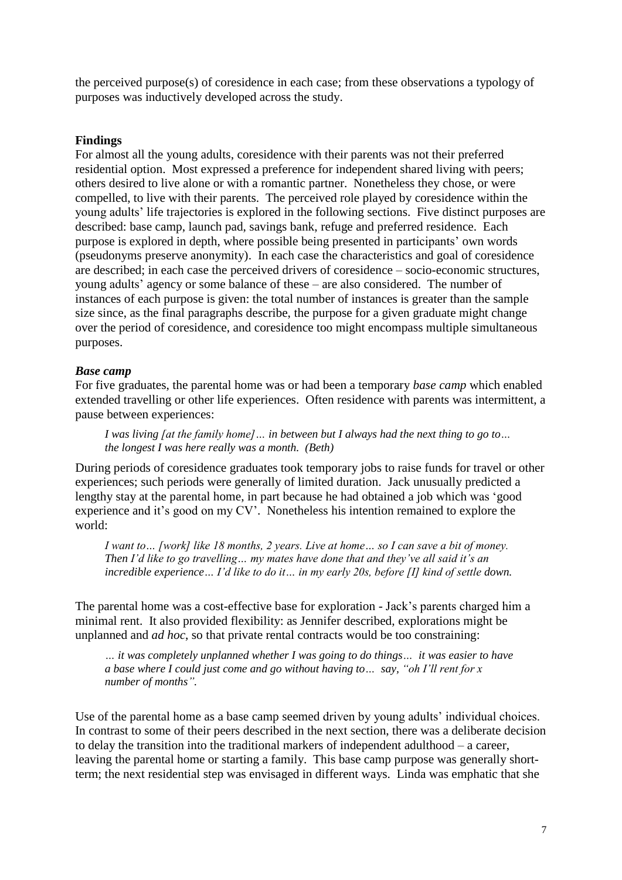the perceived purpose(s) of coresidence in each case; from these observations a typology of purposes was inductively developed across the study.

## Findings

For almost all the young adults, coresidence with their parents was not their preferred residential option. Most expressed a preference for independent shared living with peers; others desired to live alone or with a romantic partner. Nonetheless they chose, or were compelled, to live with their parents. The perceived role played by coresidence within the young adults' life trajectories is explored in the following sections. Five distinct purposes are described: base camp, launch pad, savings bank, refuge and preferred residence. Each purpose is explored in depth, where possible being presented in participants' own words (pseudonyms preserve anonymity). In each case the characteristics and goal of coresidence are described; in each case the perceived drivers of coresidence – socio-economic structures, young adults' agency or some balance of these – are also considered. The number of instances of each purpose is given: the total number of instances is greater than the sample size since, as the final paragraphs describe, the purpose for a given graduate might change over the period of coresidence, and coresidence too might encompass multiple simultaneous purposes.

### *Base camp*

For five graduates, the parental home was or had been a temporary *base camp* which enabled extended travelling or other life experiences. Often residence with parents was intermittent, a pause between experiences:

> *I was living [at the family home]… in between but I always had the next thing to go to… the longest I was here really was a month. (Beth)*

During periods of coresidence graduates took temporary jobs to raise funds for travel or other experiences; such periods were generally of limited duration. Jack unusually predicted a lengthy stay at the parental home, in part because he had obtained a job which was 'good experience and it's good on my CV'. Nonetheless his intention remained to explore the world:

> *I want to… [work] like 18 months, 2 years. Live at home… so I can save a bit of money. Then I'd like to go travelling… my mates have done that and they've all said it's an incredible experience… I'd like to do it… in my early 20s, before [I] kind of settle down.*

The parental home was a cost-effective base for exploration - Jack's parents charged him a minimal rent. It also provided flexibility: as Jennifer described, explorations might be unplanned and *ad hoc*, so that private rental contracts would be too constraining:

> *… it was completely unplanned whether I was going to do things… it was easier to have a base where I could just come and go without having to… say, "oh I'll rent for x number of months".*

Use of the parental home as a base camp seemed driven by young adults' individual choices. In contrast to some of their peers described in the next section, there was a deliberate decision to delay the transition into the traditional markers of independent adulthood – a career, leaving the parental home or starting a family. This base camp purpose was generally short-term; the next residential step was envisaged in different ways. Linda was emphatic that she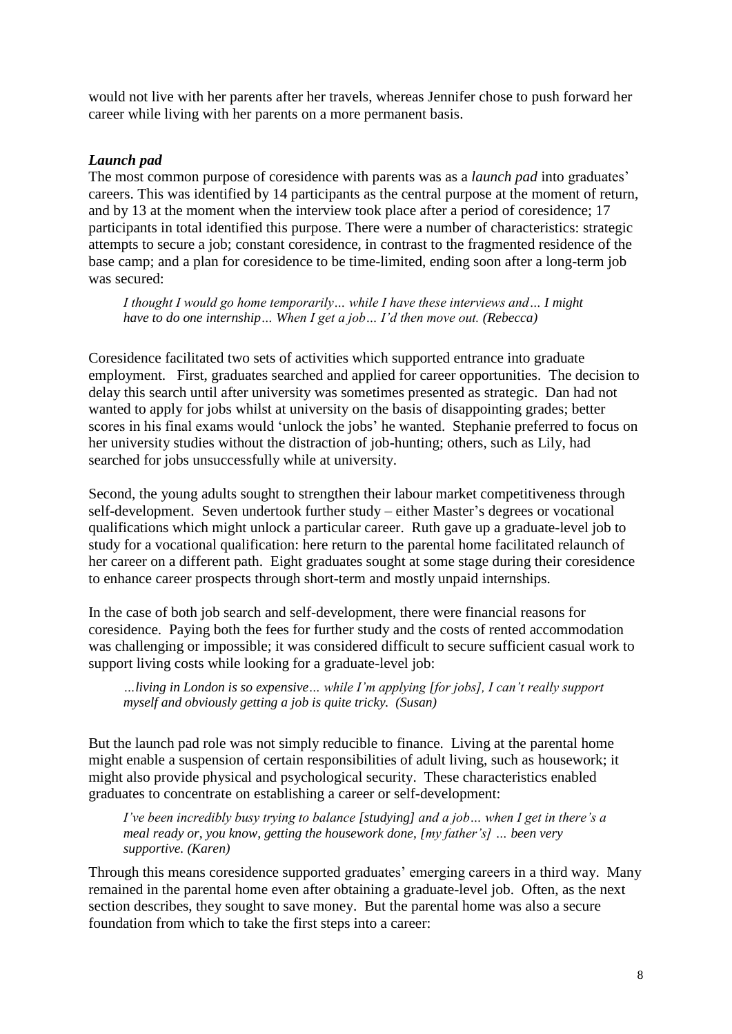would not live with her parents after her travels, whereas Jennifer chose to push forward her career while living with her parents on a more permanent basis.

### *Launch pad*

The most common purpose of coresidence with parents was as a *launch pad* into graduates' careers. This was identified by 14 participants as the central purpose at the moment of return, and by 13 at the moment when the interview took place after a period of coresidence; 17 participants in total identified this purpose. There were a number of characteristics: strategic attempts to secure a job; constant coresidence, in contrast to the fragmented residence of the base camp; and a plan for coresidence to be time-limited, ending soon after a long-term job was secured:

> *I thought I would go home temporarily… while I have these interviews and… I might have to do one internship… When I get a job… I'd then move out. (Rebecca)*

Coresidence facilitated two sets of activities which supported entrance into graduate employment. First, graduates searched and applied for career opportunities. The decision to delay this search until after university was sometimes presented as strategic. Dan had not wanted to apply for jobs whilst at university on the basis of disappointing grades; better scores in his final exams would 'unlock the jobs' he wanted. Stephanie preferred to focus on her university studies without the distraction of job-hunting; others, such as Lily, had searched for jobs unsuccessfully while at university.

Second, the young adults sought to strengthen their labour market competitiveness through self-development. Seven undertook further study – either Master's degrees or vocational qualifications which might unlock a particular career. Ruth gave up a graduate-level job to study for a vocational qualification: here return to the parental home facilitated relaunch of her career on a different path. Eight graduates sought at some stage during their coresidence to enhance career prospects through short-term and mostly unpaid internships.

In the case of both job search and self-development, there were financial reasons for coresidence. Paying both the fees for further study and the costs of rented accommodation was challenging or impossible; it was considered difficult to secure sufficient casual work to support living costs while looking for a graduate-level job:

> *…living in London is so expensive… while I'm applying [for jobs], I can't really support myself and obviously getting a job is quite tricky. (Susan)*

But the launch pad role was not simply reducible to finance. Living at the parental home might enable a suspension of certain responsibilities of adult living, such as housework; it might also provide physical and psychological security. These characteristics enabled graduates to concentrate on establishing a career or self-development:

> *I've been incredibly busy trying to balance [studying] and a job… when I get in there's a meal ready or, you know, getting the housework done, [my father's] … been very supportive. (Karen)*

Through this means coresidence supported graduates' emerging careers in a third way. Many remained in the parental home even after obtaining a graduate-level job. Often, as the next section describes, they sought to save money. But the parental home was also a secure foundation from which to take the first steps into a career: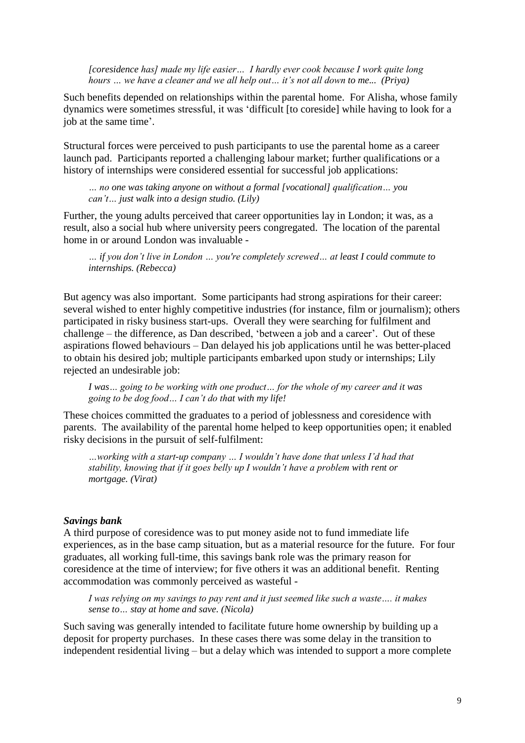*[coresidence has] made my life easier… I hardly ever cook because I work quite long hours … we have a cleaner and we all help out… it's not all down to me... (Priya)*

Such benefits depended on relationships within the parental home. For Alisha, whose family dynamics were sometimes stressful, it was 'difficult [to coreside] while having to look for a job at the same time'.

Structural forces were perceived to push participants to use the parental home as a career launch pad. Participants reported a challenging labour market; further qualifications or a history of internships were considered essential for successful job applications:

*… no one was taking anyone on without a formal [vocational] qualification… you can't… just walk into a design studio. (Lily)*

Further, the young adults perceived that career opportunities lay in London; it was, as a result, also a social hub where university peers congregated. The location of the parental home in or around London was invaluable -

*… if you don't live in London … you're completely screwed… at least I could commute to internships. (Rebecca)*

But agency was also important. Some participants had strong aspirations for their career: several wished to enter highly competitive industries (for instance, film or journalism); others participated in risky business start-ups. Overall they were searching for fulfilment and challenge – the difference, as Dan described, 'between a job and a career'. Out of these aspirations flowed behaviours – Dan delayed his job applications until he was better-placed to obtain his desired job; multiple participants embarked upon study or internships; Lily rejected an undesirable job:

*I was… going to be working with one product… for the whole of my career and it was going to be dog food… I can't do that with my life!*

These choices committed the graduates to a period of joblessness and coresidence with parents. The availability of the parental home helped to keep opportunities open; it enabled risky decisions in the pursuit of self-fulfilment:

*…working with a start-up company … I wouldn't have done that unless I'd had that stability, knowing that if it goes belly up I wouldn't have a problem with rent or mortgage. (Virat)*

***Savings bank***

A third purpose of coresidence was to put money aside not to fund immediate life experiences, as in the base camp situation, but as a material resource for the future. For four graduates, all working full-time, this savings bank role was the primary reason for coresidence at the time of interview; for five others it was an additional benefit. Renting accommodation was commonly perceived as wasteful -

*I was relying on my savings to pay rent and it just seemed like such a waste…. it makes sense to… stay at home and save. (Nicola)*

Such saving was generally intended to facilitate future home ownership by building up a deposit for property purchases. In these cases there was some delay in the transition to independent residential living – but a delay which was intended to support a more complete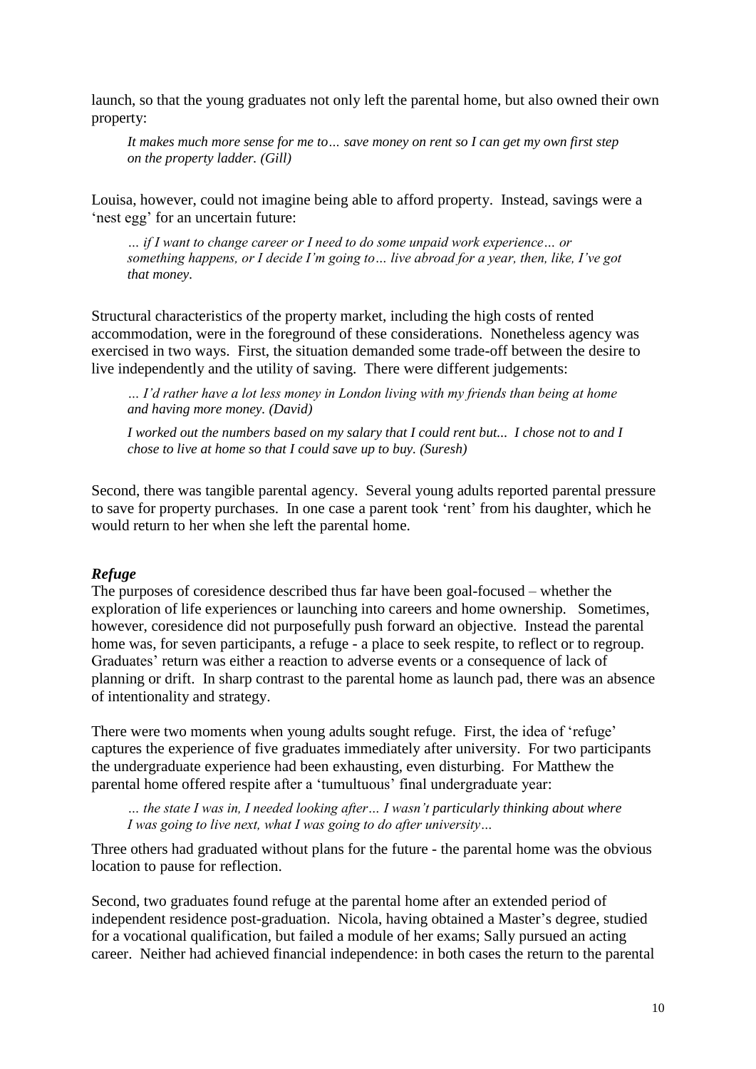launch, so that the young graduates not only left the parental home, but also owned their own property:

> *It makes much more sense for me to… save money on rent so I can get my own first step on the property ladder. (Gill)*

Louisa, however, could not imagine being able to afford property. Instead, savings were a 'nest egg' for an uncertain future:

> *… if I want to change career or I need to do some unpaid work experience… or something happens, or I decide I'm going to… live abroad for a year, then, like, I've got that money.*

Structural characteristics of the property market, including the high costs of rented accommodation, were in the foreground of these considerations. Nonetheless agency was exercised in two ways. First, the situation demanded some trade-off between the desire to live independently and the utility of saving. There were different judgements:

> *… I'd rather have a lot less money in London living with my friends than being at home and having more money. (David)*

> *I worked out the numbers based on my salary that I could rent but... I chose not to and I chose to live at home so that I could save up to buy. (Suresh)*

Second, there was tangible parental agency. Several young adults reported parental pressure to save for property purchases. In one case a parent took 'rent' from his daughter, which he would return to her when she left the parental home.

### *Refuge*

The purposes of coresidence described thus far have been goal-focused – whether the exploration of life experiences or launching into careers and home ownership. Sometimes, however, coresidence did not purposefully push forward an objective. Instead the parental home was, for seven participants, a refuge - a place to seek respite, to reflect or to regroup. Graduates' return was either a reaction to adverse events or a consequence of lack of planning or drift. In sharp contrast to the parental home as launch pad, there was an absence of intentionality and strategy.

There were two moments when young adults sought refuge. First, the idea of 'refuge' captures the experience of five graduates immediately after university. For two participants the undergraduate experience had been exhausting, even disturbing. For Matthew the parental home offered respite after a 'tumultuous' final undergraduate year:

> *… the state I was in, I needed looking after… I wasn't particularly thinking about where I was going to live next, what I was going to do after university…*

Three others had graduated without plans for the future - the parental home was the obvious location to pause for reflection.

Second, two graduates found refuge at the parental home after an extended period of independent residence post-graduation. Nicola, having obtained a Master's degree, studied for a vocational qualification, but failed a module of her exams; Sally pursued an acting career. Neither had achieved financial independence: in both cases the return to the parental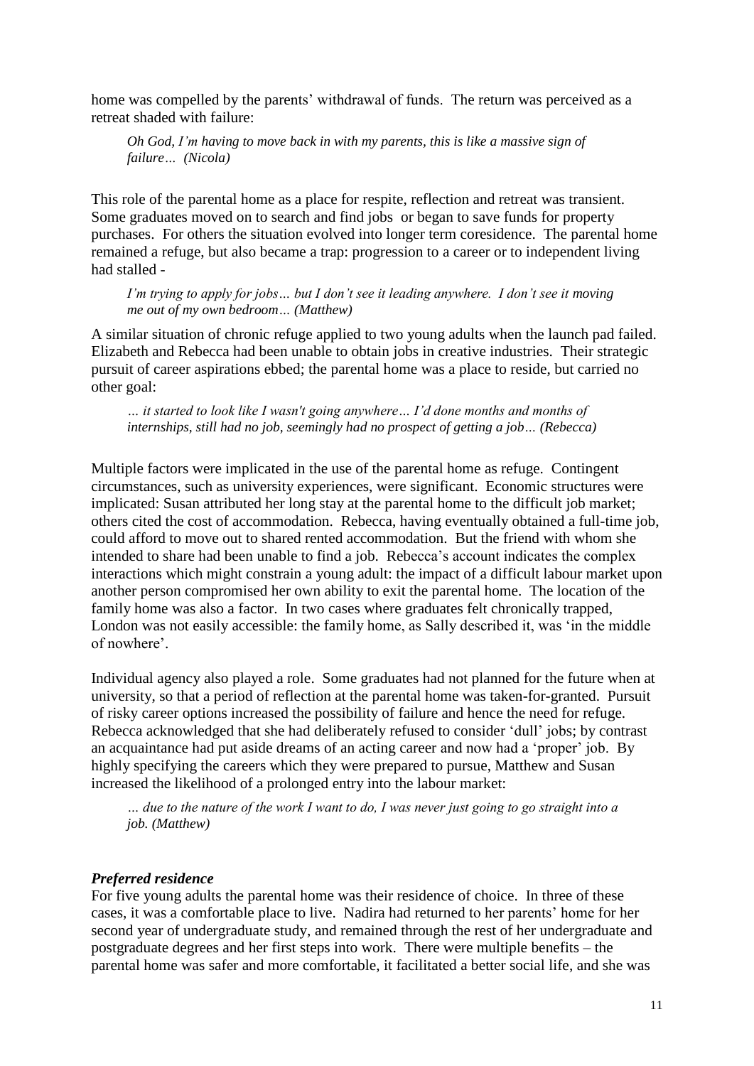home was compelled by the parents' withdrawal of funds. The return was perceived as a retreat shaded with failure:

> *Oh God, I'm having to move back in with my parents, this is like a massive sign of failure… (Nicola)*

This role of the parental home as a place for respite, reflection and retreat was transient. Some graduates moved on to search and find jobs or began to save funds for property purchases. For others the situation evolved into longer term coresidence. The parental home remained a refuge, but also became a trap: progression to a career or to independent living had stalled -

> *I'm trying to apply for jobs… but I don't see it leading anywhere. I don't see it moving me out of my own bedroom… (Matthew)*

A similar situation of chronic refuge applied to two young adults when the launch pad failed. Elizabeth and Rebecca had been unable to obtain jobs in creative industries. Their strategic pursuit of career aspirations ebbed; the parental home was a place to reside, but carried no other goal:

> *… it started to look like I wasn't going anywhere… I'd done months and months of internships, still had no job, seemingly had no prospect of getting a job… (Rebecca)*

Multiple factors were implicated in the use of the parental home as refuge. Contingent circumstances, such as university experiences, were significant. Economic structures were implicated: Susan attributed her long stay at the parental home to the difficult job market; others cited the cost of accommodation. Rebecca, having eventually obtained a full-time job, could afford to move out to shared rented accommodation. But the friend with whom she intended to share had been unable to find a job. Rebecca's account indicates the complex interactions which might constrain a young adult: the impact of a difficult labour market upon another person compromised her own ability to exit the parental home. The location of the family home was also a factor. In two cases where graduates felt chronically trapped, London was not easily accessible: the family home, as Sally described it, was 'in the middle of nowhere'.

Individual agency also played a role. Some graduates had not planned for the future when at university, so that a period of reflection at the parental home was taken-for-granted. Pursuit of risky career options increased the possibility of failure and hence the need for refuge. Rebecca acknowledged that she had deliberately refused to consider 'dull' jobs; by contrast an acquaintance had put aside dreams of an acting career and now had a 'proper' job. By highly specifying the careers which they were prepared to pursue, Matthew and Susan increased the likelihood of a prolonged entry into the labour market:

> *… due to the nature of the work I want to do, I was never just going to go straight into a job. (Matthew)*

***Preferred residence***

For five young adults the parental home was their residence of choice. In three of these cases, it was a comfortable place to live. Nadira had returned to her parents' home for her second year of undergraduate study, and remained through the rest of her undergraduate and postgraduate degrees and her first steps into work. There were multiple benefits – the parental home was safer and more comfortable, it facilitated a better social life, and she was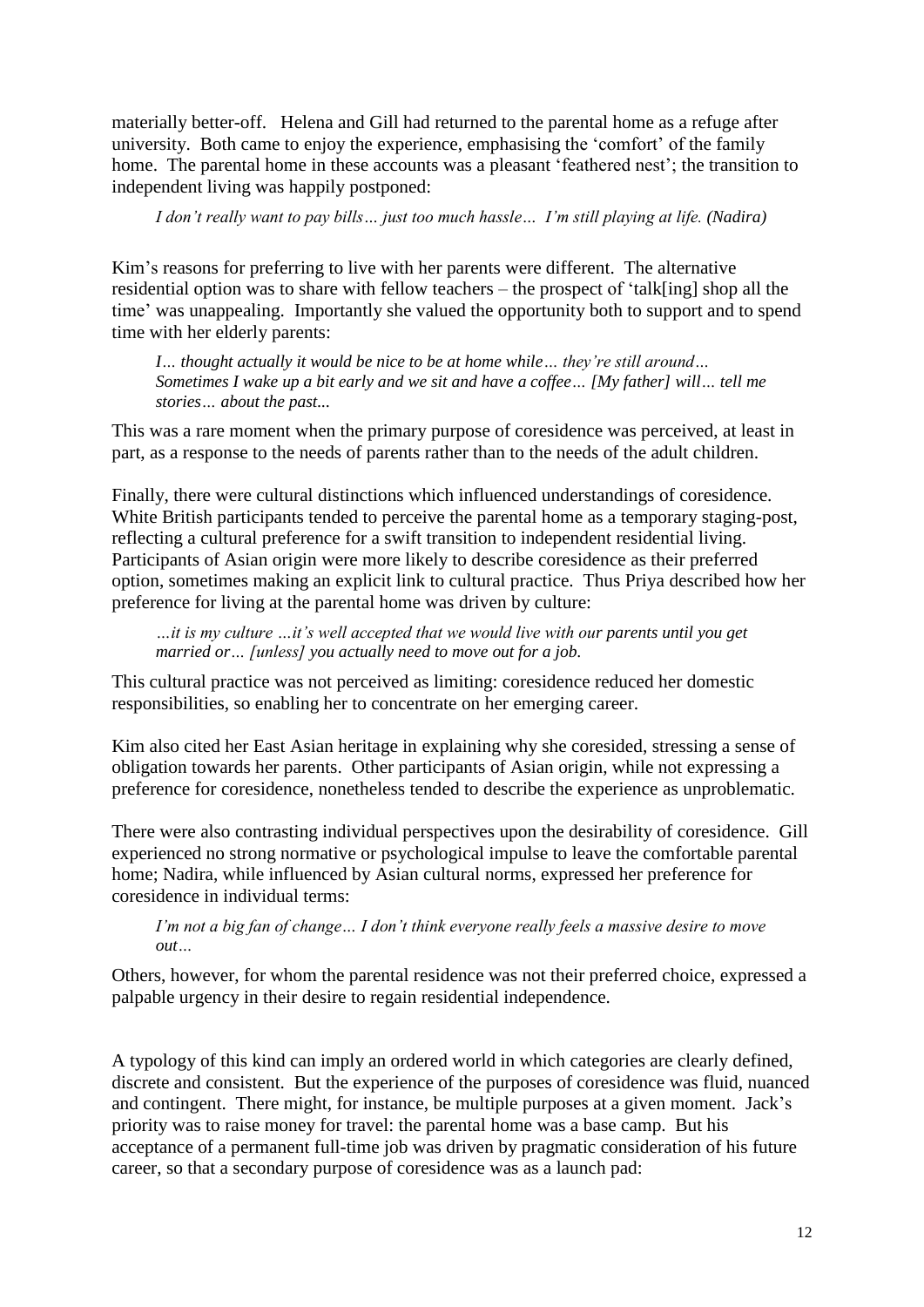materially better-off. Helena and Gill had returned to the parental home as a refuge after university. Both came to enjoy the experience, emphasising the 'comfort' of the family home. The parental home in these accounts was a pleasant 'feathered nest'; the transition to independent living was happily postponed:

> *I don't really want to pay bills… just too much hassle… I'm still playing at life. (Nadira)*

Kim's reasons for preferring to live with her parents were different. The alternative residential option was to share with fellow teachers – the prospect of 'talk[ing] shop all the time' was unappealing. Importantly she valued the opportunity both to support and to spend time with her elderly parents:

> *I… thought actually it would be nice to be at home while… they're still around… Sometimes I wake up a bit early and we sit and have a coffee… [My father] will… tell me stories… about the past...*

This was a rare moment when the primary purpose of coresidence was perceived, at least in part, as a response to the needs of parents rather than to the needs of the adult children.

Finally, there were cultural distinctions which influenced understandings of coresidence. White British participants tended to perceive the parental home as a temporary staging-post, reflecting a cultural preference for a swift transition to independent residential living. Participants of Asian origin were more likely to describe coresidence as their preferred option, sometimes making an explicit link to cultural practice. Thus Priya described how her preference for living at the parental home was driven by culture:

> *…it is my culture …it's well accepted that we would live with our parents until you get married or… [unless] you actually need to move out for a job.*

This cultural practice was not perceived as limiting: coresidence reduced her domestic responsibilities, so enabling her to concentrate on her emerging career.

Kim also cited her East Asian heritage in explaining why she coresided, stressing a sense of obligation towards her parents. Other participants of Asian origin, while not expressing a preference for coresidence, nonetheless tended to describe the experience as unproblematic.

There were also contrasting individual perspectives upon the desirability of coresidence. Gill experienced no strong normative or psychological impulse to leave the comfortable parental home; Nadira, while influenced by Asian cultural norms, expressed her preference for coresidence in individual terms:

> *I'm not a big fan of change… I don't think everyone really feels a massive desire to move out…*

Others, however, for whom the parental residence was not their preferred choice, expressed a palpable urgency in their desire to regain residential independence.

A typology of this kind can imply an ordered world in which categories are clearly defined, discrete and consistent. But the experience of the purposes of coresidence was fluid, nuanced and contingent. There might, for instance, be multiple purposes at a given moment. Jack's priority was to raise money for travel: the parental home was a base camp. But his acceptance of a permanent full-time job was driven by pragmatic consideration of his future career, so that a secondary purpose of coresidence was as a launch pad: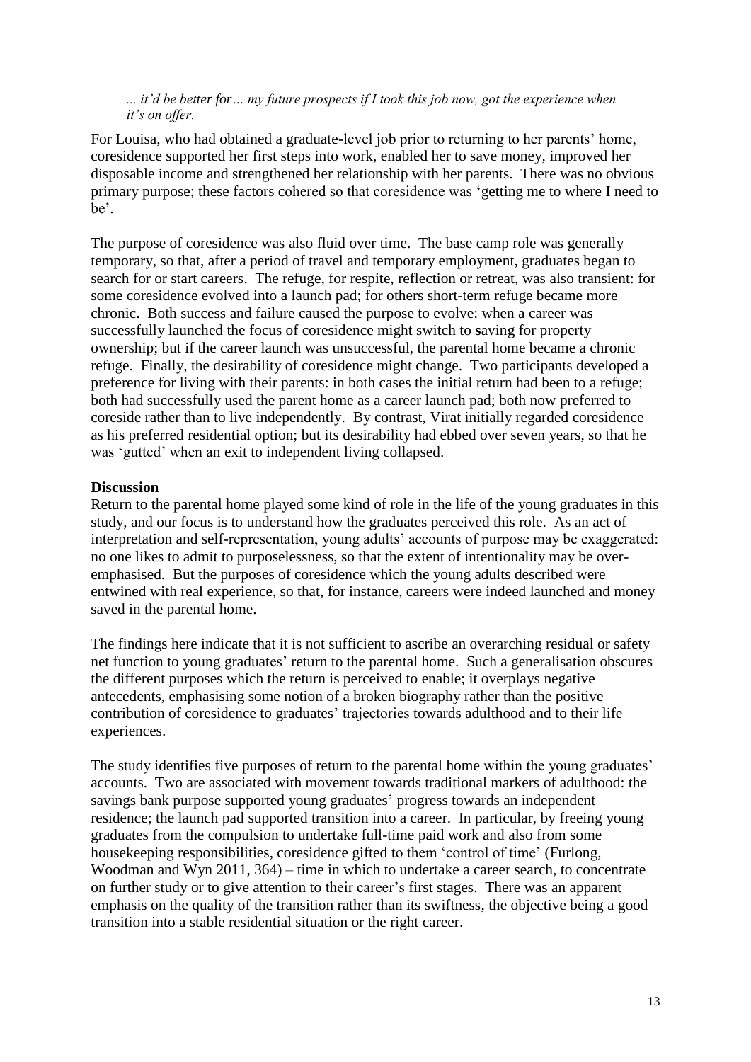*... it'd be better for… my future prospects if I took this job now, got the experience when it's on offer.*

For Louisa, who had obtained a graduate-level job prior to returning to her parents' home, coresidence supported her first steps into work, enabled her to save money, improved her disposable income and strengthened her relationship with her parents. There was no obvious primary purpose; these factors cohered so that coresidence was 'getting me to where I need to be'.

The purpose of coresidence was also fluid over time. The base camp role was generally temporary, so that, after a period of travel and temporary employment, graduates began to search for or start careers. The refuge, for respite, reflection or retreat, was also transient: for some coresidence evolved into a launch pad; for others short-term refuge became more chronic. Both success and failure caused the purpose to evolve: when a career was successfully launched the focus of coresidence might switch to **s**aving for property ownership; but if the career launch was unsuccessful, the parental home became a chronic refuge. Finally, the desirability of coresidence might change. Two participants developed a preference for living with their parents: in both cases the initial return had been to a refuge; both had successfully used the parent home as a career launch pad; both now preferred to coreside rather than to live independently. By contrast, Virat initially regarded coresidence as his preferred residential option; but its desirability had ebbed over seven years, so that he was 'gutted' when an exit to independent living collapsed.

**Discussion**

Return to the parental home played some kind of role in the life of the young graduates in this study, and our focus is to understand how the graduates perceived this role. As an act of interpretation and self-representation, young adults' accounts of purpose may be exaggerated: no one likes to admit to purposelessness, so that the extent of intentionality may be over-emphasised. But the purposes of coresidence which the young adults described were entwined with real experience, so that, for instance, careers were indeed launched and money saved in the parental home.

The findings here indicate that it is not sufficient to ascribe an overarching residual or safety net function to young graduates' return to the parental home. Such a generalisation obscures the different purposes which the return is perceived to enable; it overplays negative antecedents, emphasising some notion of a broken biography rather than the positive contribution of coresidence to graduates' trajectories towards adulthood and to their life experiences.

The study identifies five purposes of return to the parental home within the young graduates' accounts. Two are associated with movement towards traditional markers of adulthood: the savings bank purpose supported young graduates' progress towards an independent residence; the launch pad supported transition into a career. In particular, by freeing young graduates from the compulsion to undertake full-time paid work and also from some housekeeping responsibilities, coresidence gifted to them 'control of time' (Furlong, Woodman and Wyn 2011, 364) – time in which to undertake a career search, to concentrate on further study or to give attention to their career's first stages. There was an apparent emphasis on the quality of the transition rather than its swiftness, the objective being a good transition into a stable residential situation or the right career.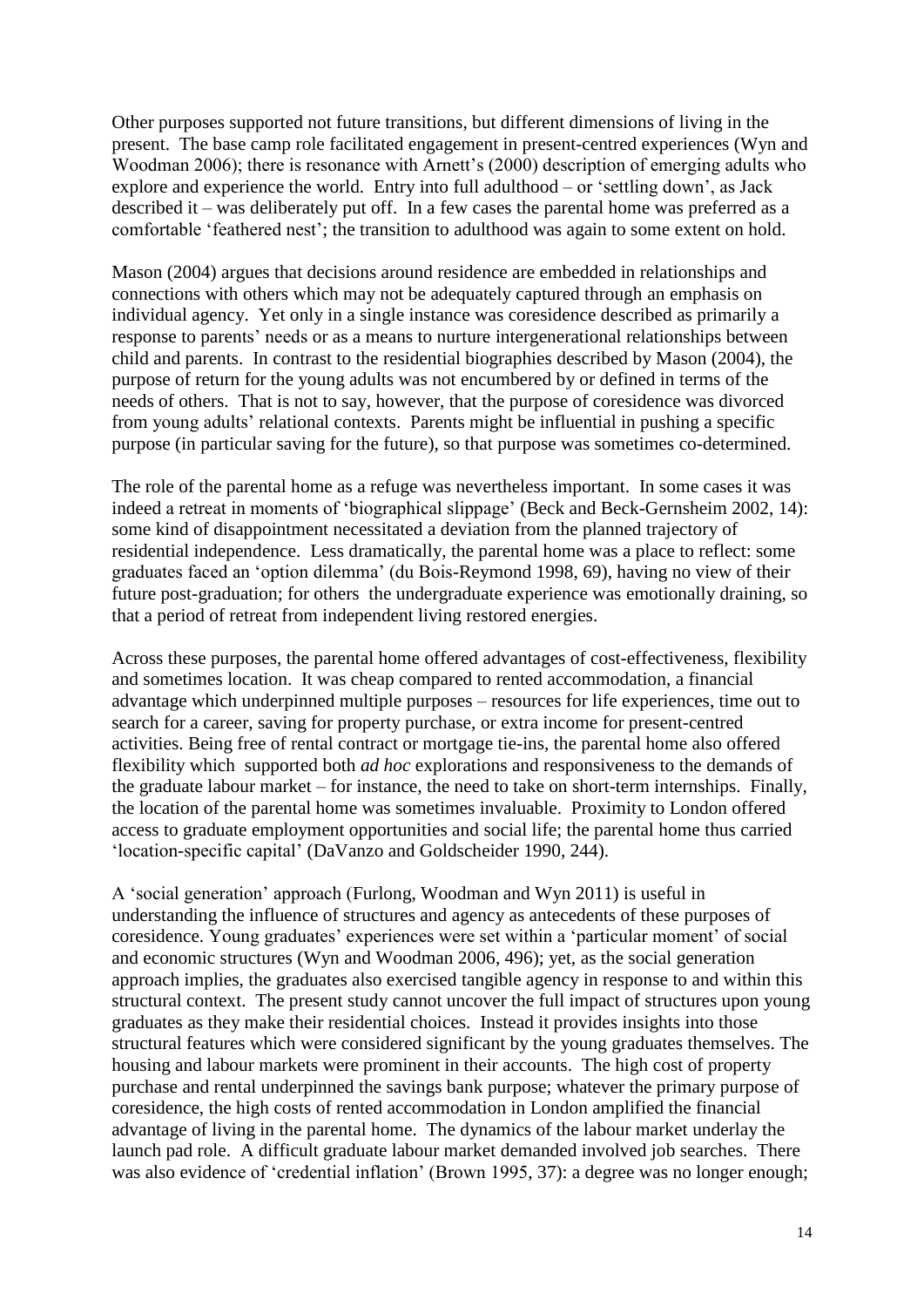Other purposes supported not future transitions, but different dimensions of living in the present. The base camp role facilitated engagement in present-centred experiences (Wyn and Woodman 2006); there is resonance with Arnett's (2000) description of emerging adults who explore and experience the world. Entry into full adulthood – or 'settling down', as Jack described it – was deliberately put off. In a few cases the parental home was preferred as a comfortable 'feathered nest'; the transition to adulthood was again to some extent on hold.

Mason (2004) argues that decisions around residence are embedded in relationships and connections with others which may not be adequately captured through an emphasis on individual agency. Yet only in a single instance was coresidence described as primarily a response to parents' needs or as a means to nurture intergenerational relationships between child and parents. In contrast to the residential biographies described by Mason (2004), the purpose of return for the young adults was not encumbered by or defined in terms of the needs of others. That is not to say, however, that the purpose of coresidence was divorced from young adults' relational contexts. Parents might be influential in pushing a specific purpose (in particular saving for the future), so that purpose was sometimes co-determined.

The role of the parental home as a refuge was nevertheless important. In some cases it was indeed a retreat in moments of 'biographical slippage' (Beck and Beck-Gernsheim 2002, 14): some kind of disappointment necessitated a deviation from the planned trajectory of residential independence. Less dramatically, the parental home was a place to reflect: some graduates faced an 'option dilemma' (du Bois-Reymond 1998, 69), having no view of their future post-graduation; for others the undergraduate experience was emotionally draining, so that a period of retreat from independent living restored energies.

Across these purposes, the parental home offered advantages of cost-effectiveness, flexibility and sometimes location. It was cheap compared to rented accommodation, a financial advantage which underpinned multiple purposes – resources for life experiences, time out to search for a career, saving for property purchase, or extra income for present-centred activities. Being free of rental contract or mortgage tie-ins, the parental home also offered flexibility which supported both *ad hoc* explorations and responsiveness to the demands of the graduate labour market – for instance, the need to take on short-term internships. Finally, the location of the parental home was sometimes invaluable. Proximity to London offered access to graduate employment opportunities and social life; the parental home thus carried 'location-specific capital' (DaVanzo and Goldscheider 1990, 244).

A 'social generation' approach (Furlong, Woodman and Wyn 2011) is useful in understanding the influence of structures and agency as antecedents of these purposes of coresidence. Young graduates' experiences were set within a 'particular moment' of social and economic structures (Wyn and Woodman 2006, 496); yet, as the social generation approach implies, the graduates also exercised tangible agency in response to and within this structural context. The present study cannot uncover the full impact of structures upon young graduates as they make their residential choices. Instead it provides insights into those structural features which were considered significant by the young graduates themselves. The housing and labour markets were prominent in their accounts. The high cost of property purchase and rental underpinned the savings bank purpose; whatever the primary purpose of coresidence, the high costs of rented accommodation in London amplified the financial advantage of living in the parental home. The dynamics of the labour market underlay the launch pad role. A difficult graduate labour market demanded involved job searches. There was also evidence of 'credential inflation' (Brown 1995, 37): a degree was no longer enough;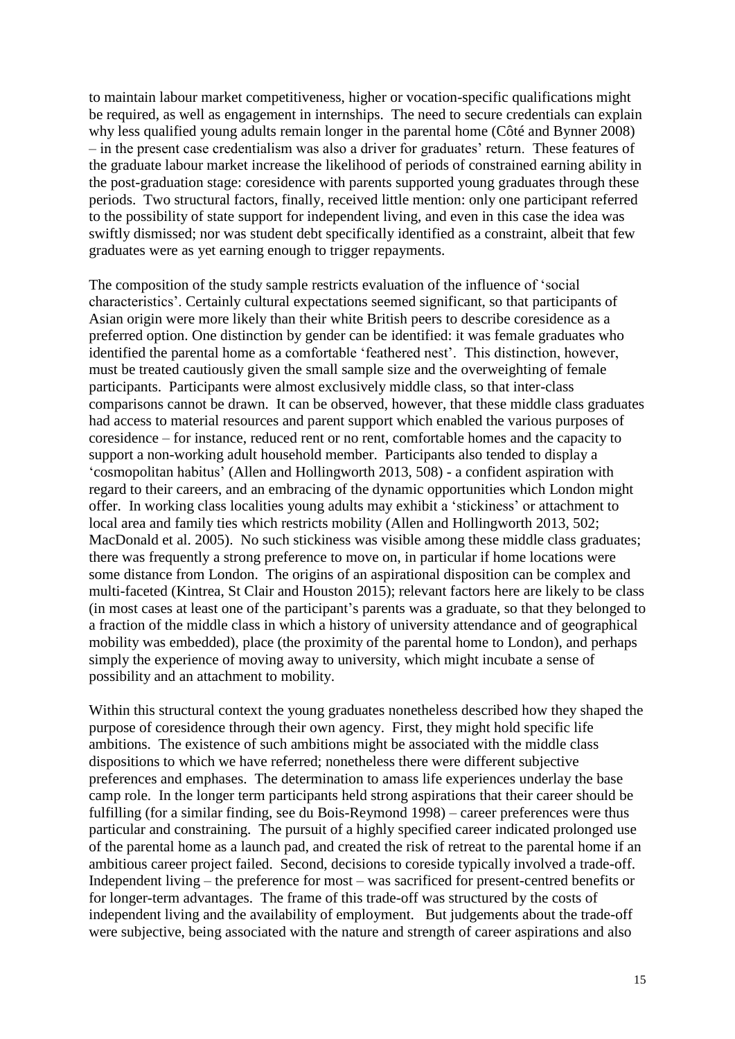to maintain labour market competitiveness, higher or vocation-specific qualifications might be required, as well as engagement in internships. The need to secure credentials can explain why less qualified young adults remain longer in the parental home (Côté and Bynner 2008) – in the present case credentialism was also a driver for graduates' return. These features of the graduate labour market increase the likelihood of periods of constrained earning ability in the post-graduation stage: coresidence with parents supported young graduates through these periods. Two structural factors, finally, received little mention: only one participant referred to the possibility of state support for independent living, and even in this case the idea was swiftly dismissed; nor was student debt specifically identified as a constraint, albeit that few graduates were as yet earning enough to trigger repayments.

The composition of the study sample restricts evaluation of the influence of 'social characteristics'. Certainly cultural expectations seemed significant, so that participants of Asian origin were more likely than their white British peers to describe coresidence as a preferred option. One distinction by gender can be identified: it was female graduates who identified the parental home as a comfortable 'feathered nest'. This distinction, however, must be treated cautiously given the small sample size and the overweighting of female participants. Participants were almost exclusively middle class, so that inter-class comparisons cannot be drawn. It can be observed, however, that these middle class graduates had access to material resources and parent support which enabled the various purposes of coresidence – for instance, reduced rent or no rent, comfortable homes and the capacity to support a non-working adult household member. Participants also tended to display a 'cosmopolitan habitus' (Allen and Hollingworth 2013, 508) - a confident aspiration with regard to their careers, and an embracing of the dynamic opportunities which London might offer. In working class localities young adults may exhibit a 'stickiness' or attachment to local area and family ties which restricts mobility (Allen and Hollingworth 2013, 502; MacDonald et al. 2005). No such stickiness was visible among these middle class graduates; there was frequently a strong preference to move on, in particular if home locations were some distance from London. The origins of an aspirational disposition can be complex and multi-faceted (Kintrea, St Clair and Houston 2015); relevant factors here are likely to be class (in most cases at least one of the participant's parents was a graduate, so that they belonged to a fraction of the middle class in which a history of university attendance and of geographical mobility was embedded), place (the proximity of the parental home to London), and perhaps simply the experience of moving away to university, which might incubate a sense of possibility and an attachment to mobility.

Within this structural context the young graduates nonetheless described how they shaped the purpose of coresidence through their own agency. First, they might hold specific life ambitions. The existence of such ambitions might be associated with the middle class dispositions to which we have referred; nonetheless there were different subjective preferences and emphases. The determination to amass life experiences underlay the base camp role. In the longer term participants held strong aspirations that their career should be fulfilling (for a similar finding, see du Bois-Reymond 1998) – career preferences were thus particular and constraining. The pursuit of a highly specified career indicated prolonged use of the parental home as a launch pad, and created the risk of retreat to the parental home if an ambitious career project failed. Second, decisions to coreside typically involved a trade-off. Independent living – the preference for most – was sacrificed for present-centred benefits or for longer-term advantages. The frame of this trade-off was structured by the costs of independent living and the availability of employment. But judgements about the trade-off were subjective, being associated with the nature and strength of career aspirations and also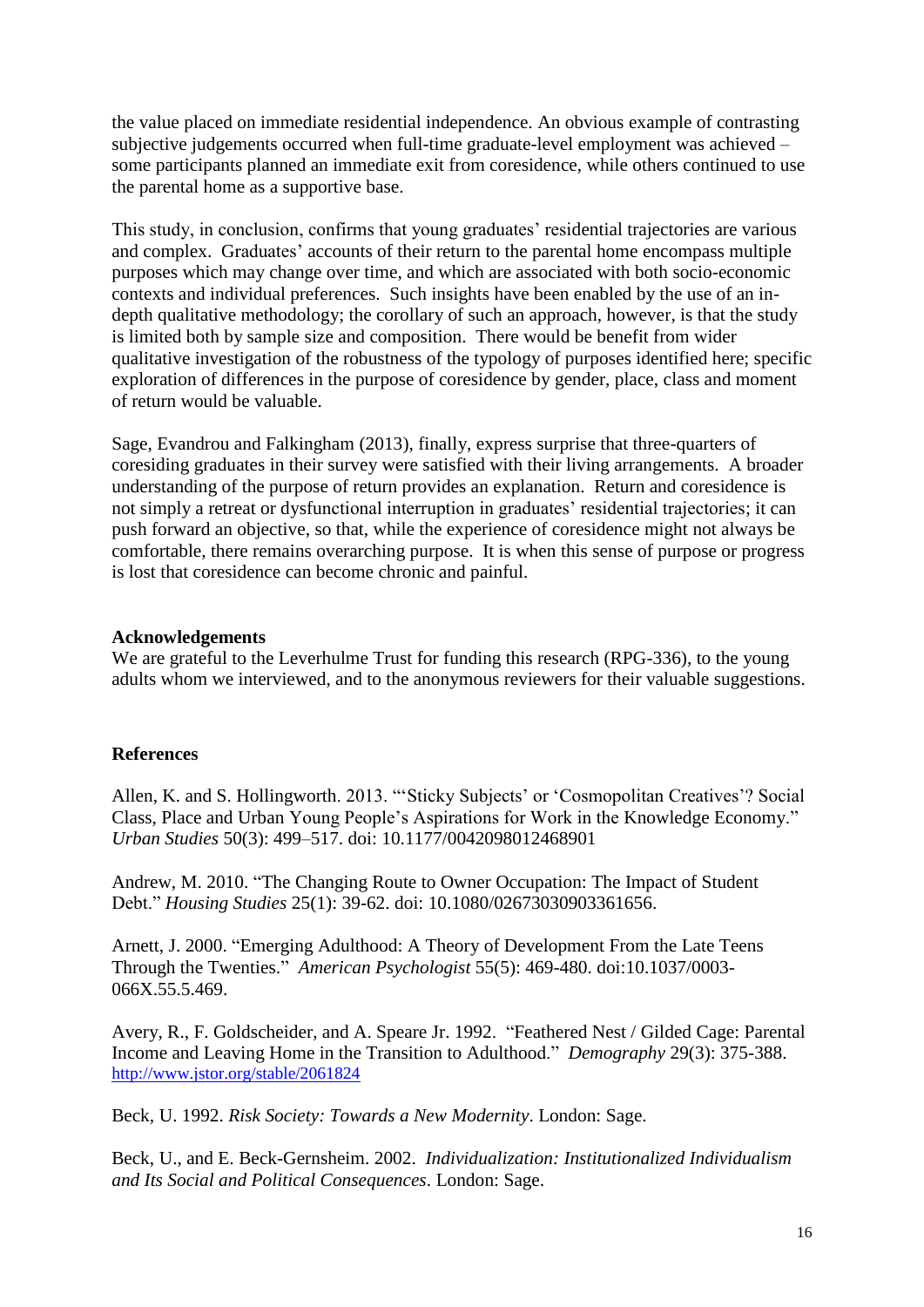the value placed on immediate residential independence. An obvious example of contrasting subjective judgements occurred when full-time graduate-level employment was achieved – some participants planned an immediate exit from coresidence, while others continued to use the parental home as a supportive base.

This study, in conclusion, confirms that young graduates' residential trajectories are various and complex. Graduates' accounts of their return to the parental home encompass multiple purposes which may change over time, and which are associated with both socio-economic contexts and individual preferences. Such insights have been enabled by the use of an in-depth qualitative methodology; the corollary of such an approach, however, is that the study is limited both by sample size and composition. There would be benefit from wider qualitative investigation of the robustness of the typology of purposes identified here; specific exploration of differences in the purpose of coresidence by gender, place, class and moment of return would be valuable.

Sage, Evandrou and Falkingham (2013), finally, express surprise that three-quarters of coresiding graduates in their survey were satisfied with their living arrangements. A broader understanding of the purpose of return provides an explanation. Return and coresidence is not simply a retreat or dysfunctional interruption in graduates' residential trajectories; it can push forward an objective, so that, while the experience of coresidence might not always be comfortable, there remains overarching purpose. It is when this sense of purpose or progress is lost that coresidence can become chronic and painful.

**Acknowledgements**

We are grateful to the Leverhulme Trust for funding this research (RPG-336), to the young adults whom we interviewed, and to the anonymous reviewers for their valuable suggestions.

**References**

Allen, K. and S. Hollingworth. 2013. "'Sticky Subjects' or 'Cosmopolitan Creatives'? Social Class, Place and Urban Young People's Aspirations for Work in the Knowledge Economy." *Urban Studies* 50(3): 499–517. doi: 10.1177/0042098012468901

Andrew, M. 2010. "The Changing Route to Owner Occupation: The Impact of Student Debt." *Housing Studies* 25(1): 39-62. doi: 10.1080/02673030903361656.

Arnett, J. 2000. "Emerging Adulthood: A Theory of Development From the Late Teens Through the Twenties." *American Psychologist* 55(5): 469-480. doi:10.1037/0003-066X.55.5.469.

Avery, R., F. Goldscheider, and A. Speare Jr. 1992. "Feathered Nest / Gilded Cage: Parental Income and Leaving Home in the Transition to Adulthood." *Demography* 29(3): 375-388. http://www.jstor.org/stable/2061824

Beck, U. 1992. *Risk Society: Towards a New Modernity*. London: Sage.

Beck, U., and E. Beck-Gernsheim. 2002. *Individualization: Institutionalized Individualism and Its Social and Political Consequences*. London: Sage.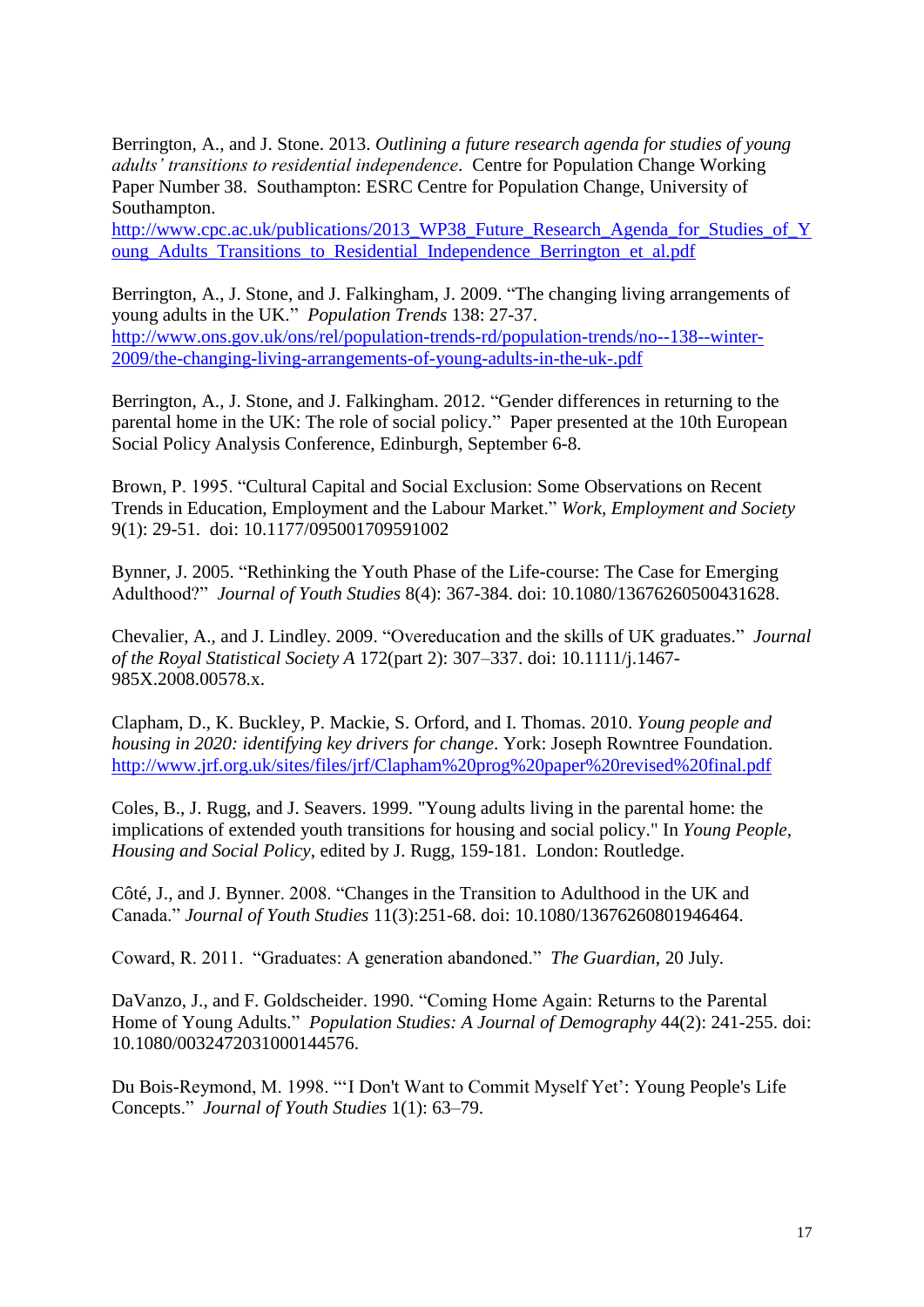Berrington, A., and J. Stone. 2013. *Outlining a future research agenda for studies of young adults' transitions to residential independence*. Centre for Population Change Working Paper Number 38. Southampton: ESRC Centre for Population Change, University of Southampton.
http://www.cpc.ac.uk/publications/2013_WP38_Future_Research_Agenda_for_Studies_of_Young_Adults_Transitions_to_Residential_Independence_Berrington_et_al.pdf

Berrington, A., J. Stone, and J. Falkingham, J. 2009. "The changing living arrangements of young adults in the UK." *Population Trends* 138: 27-37.
http://www.ons.gov.uk/ons/rel/population-trends-rd/population-trends/no--138--winter-2009/the-changing-living-arrangements-of-young-adults-in-the-uk-.pdf

Berrington, A., J. Stone, and J. Falkingham. 2012. "Gender differences in returning to the parental home in the UK: The role of social policy." Paper presented at the 10th European Social Policy Analysis Conference, Edinburgh, September 6-8.

Brown, P. 1995. "Cultural Capital and Social Exclusion: Some Observations on Recent Trends in Education, Employment and the Labour Market." *Work, Employment and Society* 9(1): 29-51. doi: 10.1177/095001709591002

Bynner, J. 2005. "Rethinking the Youth Phase of the Life-course: The Case for Emerging Adulthood?" *Journal of Youth Studies* 8(4): 367-384. doi: 10.1080/13676260500431628.

Chevalier, A., and J. Lindley. 2009. "Overeducation and the skills of UK graduates." *Journal of the Royal Statistical Society A* 172(part 2): 307–337. doi: 10.1111/j.1467-985X.2008.00578.x.

Clapham, D., K. Buckley, P. Mackie, S. Orford, and I. Thomas. 2010. *Young people and housing in 2020: identifying key drivers for change*. York: Joseph Rowntree Foundation.
http://www.jrf.org.uk/sites/files/jrf/Clapham%20prog%20paper%20revised%20final.pdf

Coles, B., J. Rugg, and J. Seavers. 1999. "Young adults living in the parental home: the implications of extended youth transitions for housing and social policy." In *Young People, Housing and Social Policy*, edited by J. Rugg, 159-181. London: Routledge.

Côté, J., and J. Bynner. 2008. "Changes in the Transition to Adulthood in the UK and Canada." *Journal of Youth Studies* 11(3):251-68. doi: 10.1080/13676260801946464.

Coward, R. 2011. "Graduates: A generation abandoned." *The Guardian*, 20 July.

DaVanzo, J., and F. Goldscheider. 1990. "Coming Home Again: Returns to the Parental Home of Young Adults." *Population Studies: A Journal of Demography* 44(2): 241-255. doi: 10.1080/0032472031000144576.

Du Bois-Reymond, M. 1998. "'I Don't Want to Commit Myself Yet': Young People's Life Concepts." *Journal of Youth Studies* 1(1): 63–79.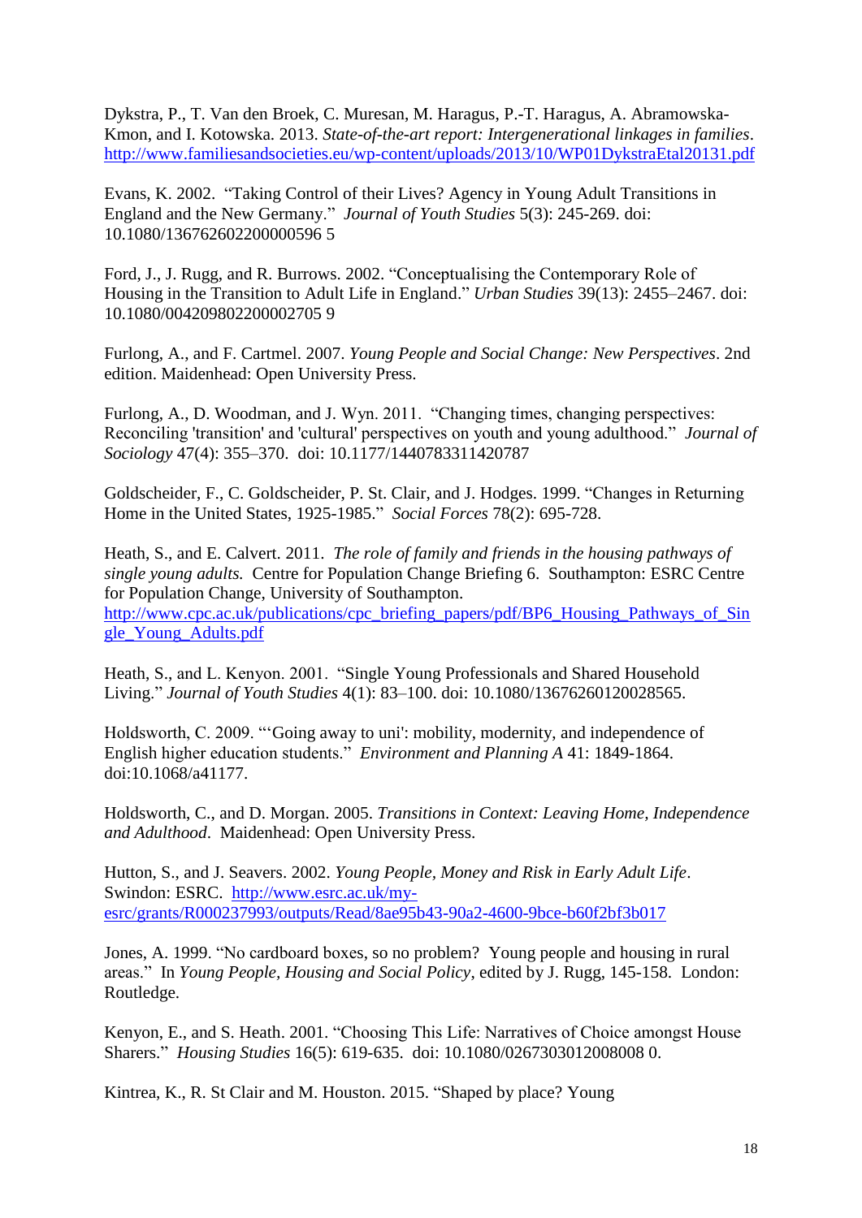Dykstra, P., T. Van den Broek, C. Muresan, M. Haragus, P.-T. Haragus, A. Abramowska-Kmon, and I. Kotowska. 2013. *State-of-the-art report: Intergenerational linkages in families*. http://www.familiesandsocieties.eu/wp-content/uploads/2013/10/WP01DykstraEtal20131.pdf

Evans, K. 2002. "Taking Control of their Lives? Agency in Young Adult Transitions in England and the New Germany." *Journal of Youth Studies* 5(3): 245-269. doi: 10.1080/136762602200000596 5

Ford, J., J. Rugg, and R. Burrows. 2002. "Conceptualising the Contemporary Role of Housing in the Transition to Adult Life in England." *Urban Studies* 39(13): 2455–2467. doi: 10.1080/004209802200002705 9

Furlong, A., and F. Cartmel. 2007. *Young People and Social Change: New Perspectives*. 2nd edition. Maidenhead: Open University Press.

Furlong, A., D. Woodman, and J. Wyn. 2011. "Changing times, changing perspectives: Reconciling 'transition' and 'cultural' perspectives on youth and young adulthood." *Journal of Sociology* 47(4): 355–370. doi: 10.1177/1440783311420787

Goldscheider, F., C. Goldscheider, P. St. Clair, and J. Hodges. 1999. "Changes in Returning Home in the United States, 1925-1985." *Social Forces* 78(2): 695-728.

Heath, S., and E. Calvert. 2011. *The role of family and friends in the housing pathways of single young adults.* Centre for Population Change Briefing 6. Southampton: ESRC Centre for Population Change, University of Southampton. http://www.cpc.ac.uk/publications/cpc_briefing_papers/pdf/BP6_Housing_Pathways_of_Single_Young_Adults.pdf

Heath, S., and L. Kenyon. 2001. "Single Young Professionals and Shared Household Living." *Journal of Youth Studies* 4(1): 83–100. doi: 10.1080/13676260120028565.

Holdsworth, C. 2009. "'Going away to uni': mobility, modernity, and independence of English higher education students." *Environment and Planning A* 41: 1849-1864. doi:10.1068/a41177.

Holdsworth, C., and D. Morgan. 2005. *Transitions in Context: Leaving Home, Independence and Adulthood*. Maidenhead: Open University Press.

Hutton, S., and J. Seavers. 2002. *Young People, Money and Risk in Early Adult Life*. Swindon: ESRC. http://www.esrc.ac.uk/my-esrc/grants/R000237993/outputs/Read/8ae95b43-90a2-4600-9bce-b60f2bf3b017

Jones, A. 1999. "No cardboard boxes, so no problem? Young people and housing in rural areas." In *Young People, Housing and Social Policy*, edited by J. Rugg, 145-158. London: Routledge.

Kenyon, E., and S. Heath. 2001. "Choosing This Life: Narratives of Choice amongst House Sharers." *Housing Studies* 16(5): 619-635. doi: 10.1080/0267303012008008 0.

Kintrea, K., R. St Clair and M. Houston. 2015. "Shaped by place? Young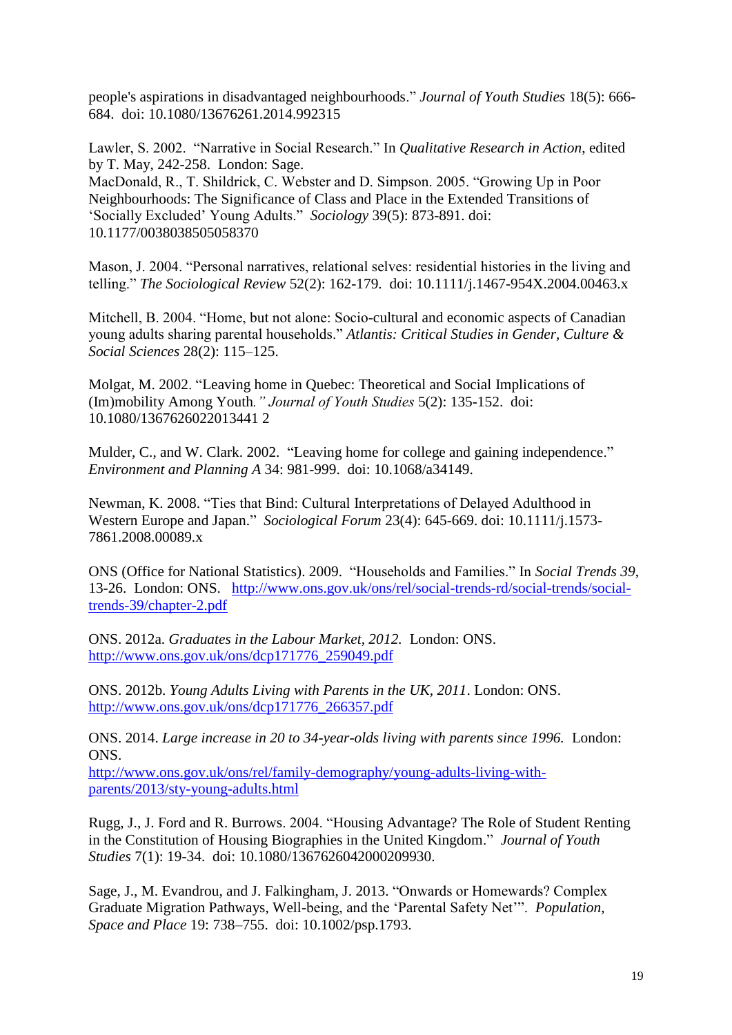people's aspirations in disadvantaged neighbourhoods." *Journal of Youth Studies* 18(5): 666-684. doi: 10.1080/13676261.2014.992315

Lawler, S. 2002. "Narrative in Social Research." In *Qualitative Research in Action*, edited by T. May, 242-258. London: Sage.
MacDonald, R., T. Shildrick, C. Webster and D. Simpson. 2005. "Growing Up in Poor Neighbourhoods: The Significance of Class and Place in the Extended Transitions of 'Socially Excluded' Young Adults." *Sociology* 39(5): 873-891. doi: 10.1177/0038038505058370

Mason, J. 2004. "Personal narratives, relational selves: residential histories in the living and telling." *The Sociological Review* 52(2): 162-179. doi: 10.1111/j.1467-954X.2004.00463.x

Mitchell, B. 2004. "Home, but not alone: Socio-cultural and economic aspects of Canadian young adults sharing parental households." *Atlantis: Critical Studies in Gender, Culture & Social Sciences* 28(2): 115–125.

Molgat, M. 2002. "Leaving home in Quebec: Theoretical and Social Implications of (Im)mobility Among Youth." *Journal of Youth Studies* 5(2): 135-152. doi: 10.1080/1367626022013441 2

Mulder, C., and W. Clark. 2002. "Leaving home for college and gaining independence." *Environment and Planning A* 34: 981-999. doi: 10.1068/a34149.

Newman, K. 2008. "Ties that Bind: Cultural Interpretations of Delayed Adulthood in Western Europe and Japan." *Sociological Forum* 23(4): 645-669. doi: 10.1111/j.1573-7861.2008.00089.x

ONS (Office for National Statistics). 2009. "Households and Families." In *Social Trends 39*, 13-26. London: ONS. http://www.ons.gov.uk/ons/rel/social-trends-rd/social-trends/social-trends-39/chapter-2.pdf

ONS. 2012a. *Graduates in the Labour Market, 2012.* London: ONS. http://www.ons.gov.uk/ons/dcp171776_259049.pdf

ONS. 2012b. *Young Adults Living with Parents in the UK, 2011*. London: ONS. http://www.ons.gov.uk/ons/dcp171776_266357.pdf

ONS. 2014. *Large increase in 20 to 34-year-olds living with parents since 1996.* London: ONS.
http://www.ons.gov.uk/ons/rel/family-demography/young-adults-living-with-parents/2013/sty-young-adults.html

Rugg, J., J. Ford and R. Burrows. 2004. "Housing Advantage? The Role of Student Renting in the Constitution of Housing Biographies in the United Kingdom." *Journal of Youth Studies* 7(1): 19-34. doi: 10.1080/1367626042000209930.

Sage, J., M. Evandrou, and J. Falkingham, J. 2013. "Onwards or Homewards? Complex Graduate Migration Pathways, Well-being, and the 'Parental Safety Net'". *Population, Space and Place* 19: 738–755. doi: 10.1002/psp.1793.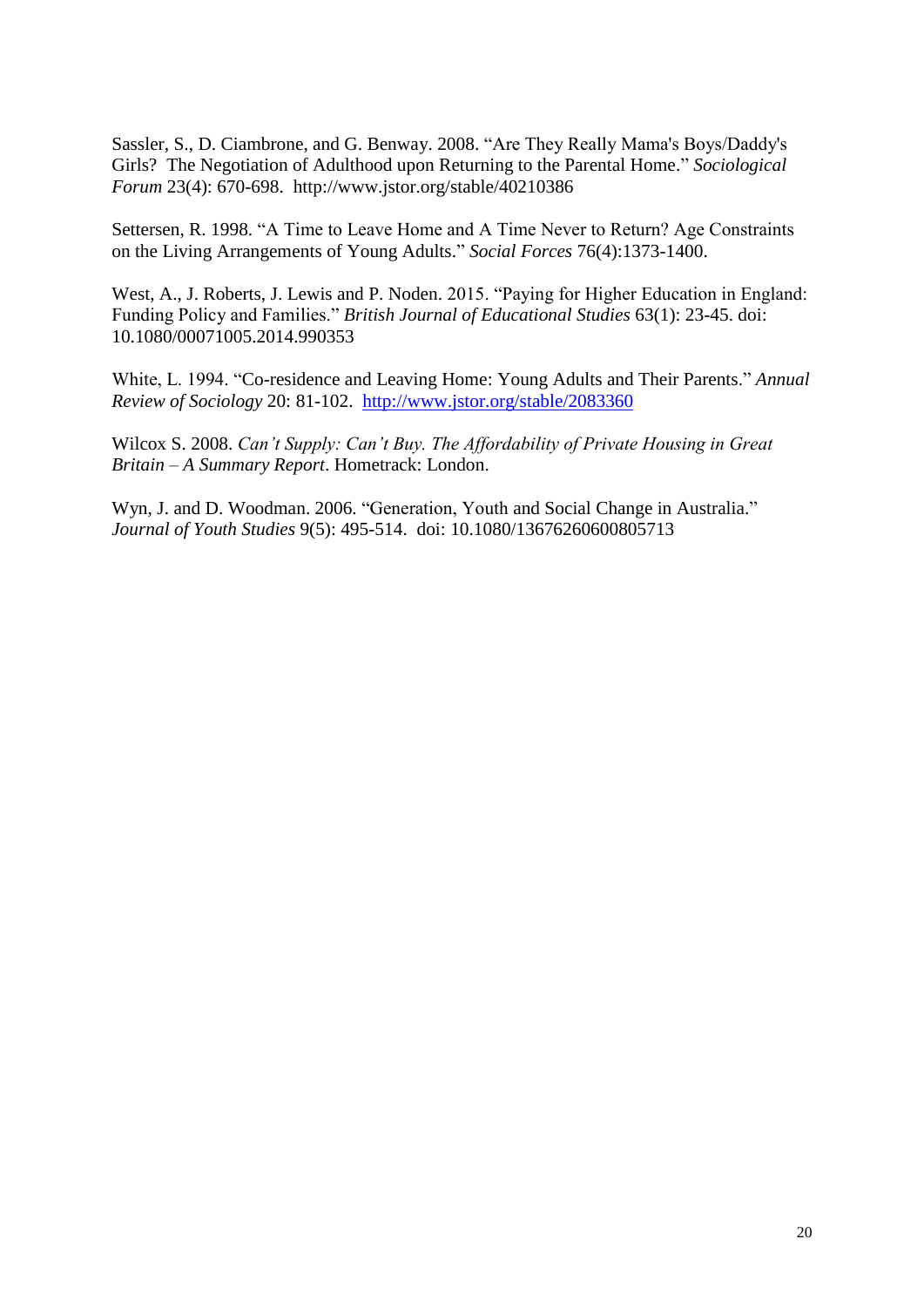Sassler, S., D. Ciambrone, and G. Benway. 2008. "Are They Really Mama's Boys/Daddy's Girls? The Negotiation of Adulthood upon Returning to the Parental Home." *Sociological Forum* 23(4): 670-698. http://www.jstor.org/stable/40210386

Settersen, R. 1998. "A Time to Leave Home and A Time Never to Return? Age Constraints on the Living Arrangements of Young Adults." *Social Forces* 76(4):1373-1400.

West, A., J. Roberts, J. Lewis and P. Noden. 2015. "Paying for Higher Education in England: Funding Policy and Families." *British Journal of Educational Studies* 63(1): 23-45. doi: 10.1080/00071005.2014.990353

White, L. 1994. "Co-residence and Leaving Home: Young Adults and Their Parents." *Annual Review of Sociology* 20: 81-102. http://www.jstor.org/stable/2083360

Wilcox S. 2008. *Can't Supply: Can't Buy. The Affordability of Private Housing in Great Britain – A Summary Report*. Hometrack: London.

Wyn, J. and D. Woodman. 2006. "Generation, Youth and Social Change in Australia." *Journal of Youth Studies* 9(5): 495-514. doi: 10.1080/13676260600805713